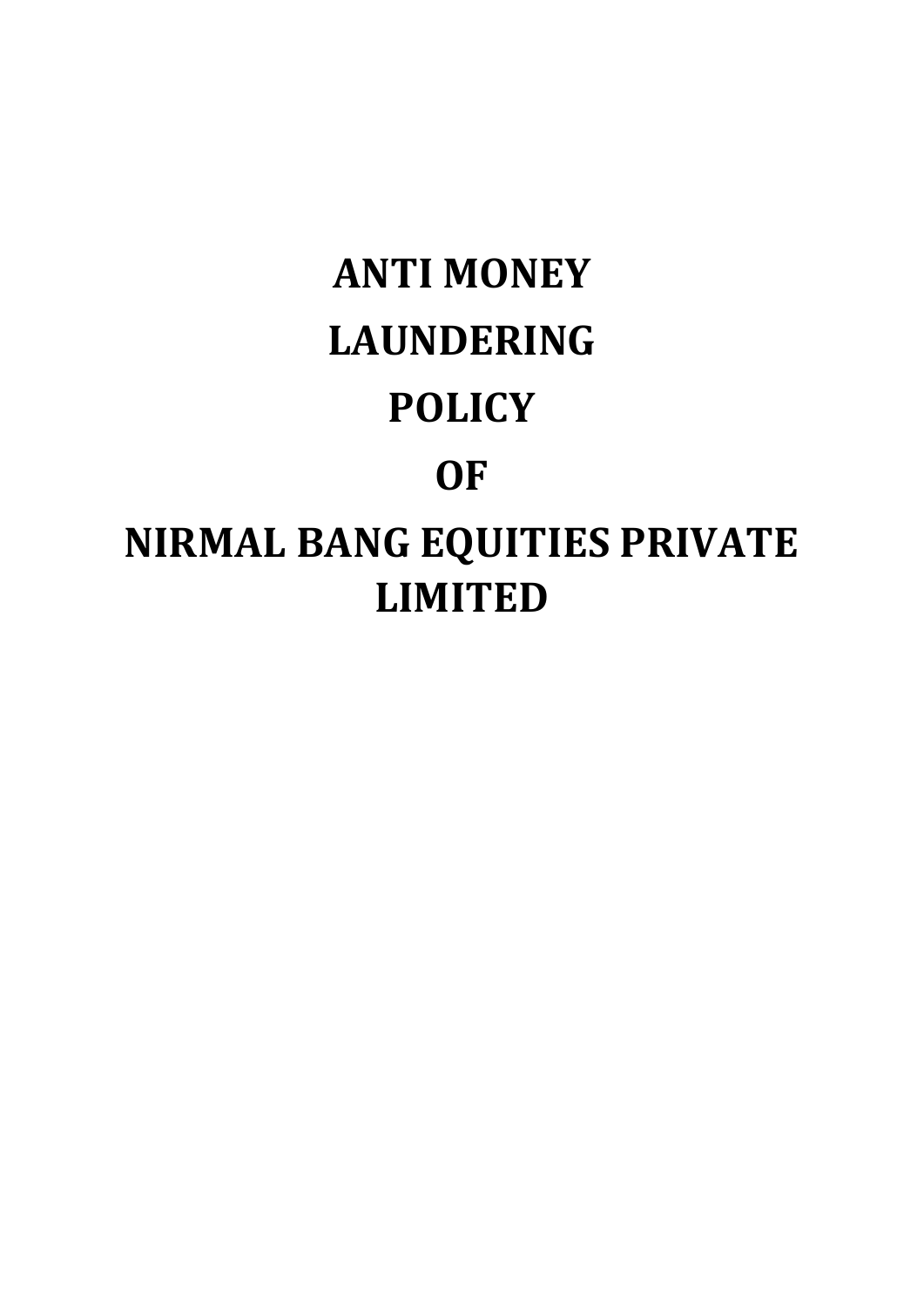# ANTI MONEY LAUNDERING POLICY OF NIRMAL BANG EQUITIES PRIVATE LIMITED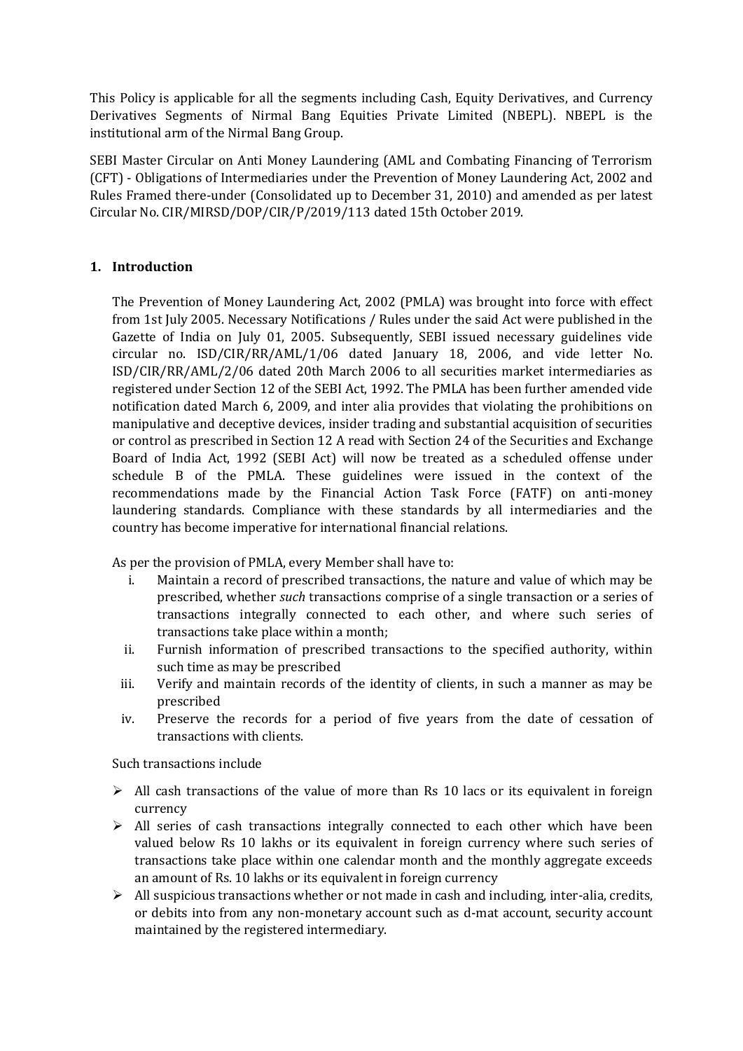This Policy is applicable for all the segments including Cash, Equity Derivatives, and Currency Derivatives Segments of Nirmal Bang Equities Private Limited (NBEPL). NBEPL is the institutional arm of the Nirmal Bang Group.

SEBI Master Circular on Anti Money Laundering (AML and Combating Financing of Terrorism (CFT) - Obligations of Intermediaries under the Prevention of Money Laundering Act, 2002 and Rules Framed there-under (Consolidated up to December 31, 2010) and amended as per latest Circular No. CIR/MIRSD/DOP/CIR/P/2019/113 dated 15th October 2019.

## 1. Introduction

The Prevention of Money Laundering Act, 2002 (PMLA) was brought into force with effect from 1st July 2005. Necessary Notifications / Rules under the said Act were published in the Gazette of India on July 01, 2005. Subsequently, SEBI issued necessary guidelines vide circular no. ISD/CIR/RR/AML/1/06 dated January 18, 2006, and vide letter No. ISD/CIR/RR/AML/2/06 dated 20th March 2006 to all securities market intermediaries as registered under Section 12 of the SEBI Act, 1992. The PMLA has been further amended vide notification dated March 6, 2009, and inter alia provides that violating the prohibitions on manipulative and deceptive devices, insider trading and substantial acquisition of securities or control as prescribed in Section 12 A read with Section 24 of the Securities and Exchange Board of India Act, 1992 (SEBI Act) will now be treated as a scheduled offense under schedule B of the PMLA. These guidelines were issued in the context of the recommendations made by the Financial Action Task Force (FATF) on anti-money laundering standards. Compliance with these standards by all intermediaries and the country has become imperative for international financial relations.

As per the provision of PMLA, every Member shall have to:

i. Maintain a record of prescribed transactions, the nature and value of which may be prescribed, whether *such* transactions comprise of a single transaction or a series of transactions integrally connected to each other, and where such series of transactions take place within a month;
ii. Furnish information of prescribed transactions to the specified authority, within such time as may be prescribed
iii. Verify and maintain records of the identity of clients, in such a manner as may be prescribed
iv. Preserve the records for a period of five years from the date of cessation of transactions with clients.

Such transactions include

- All cash transactions of the value of more than Rs 10 lacs or its equivalent in foreign currency
- All series of cash transactions integrally connected to each other which have been valued below Rs 10 lakhs or its equivalent in foreign currency where such series of transactions take place within one calendar month and the monthly aggregate exceeds an amount of Rs. 10 lakhs or its equivalent in foreign currency
- All suspicious transactions whether or not made in cash and including, inter-alia, credits, or debits into from any non-monetary account such as d-mat account, security account maintained by the registered intermediary.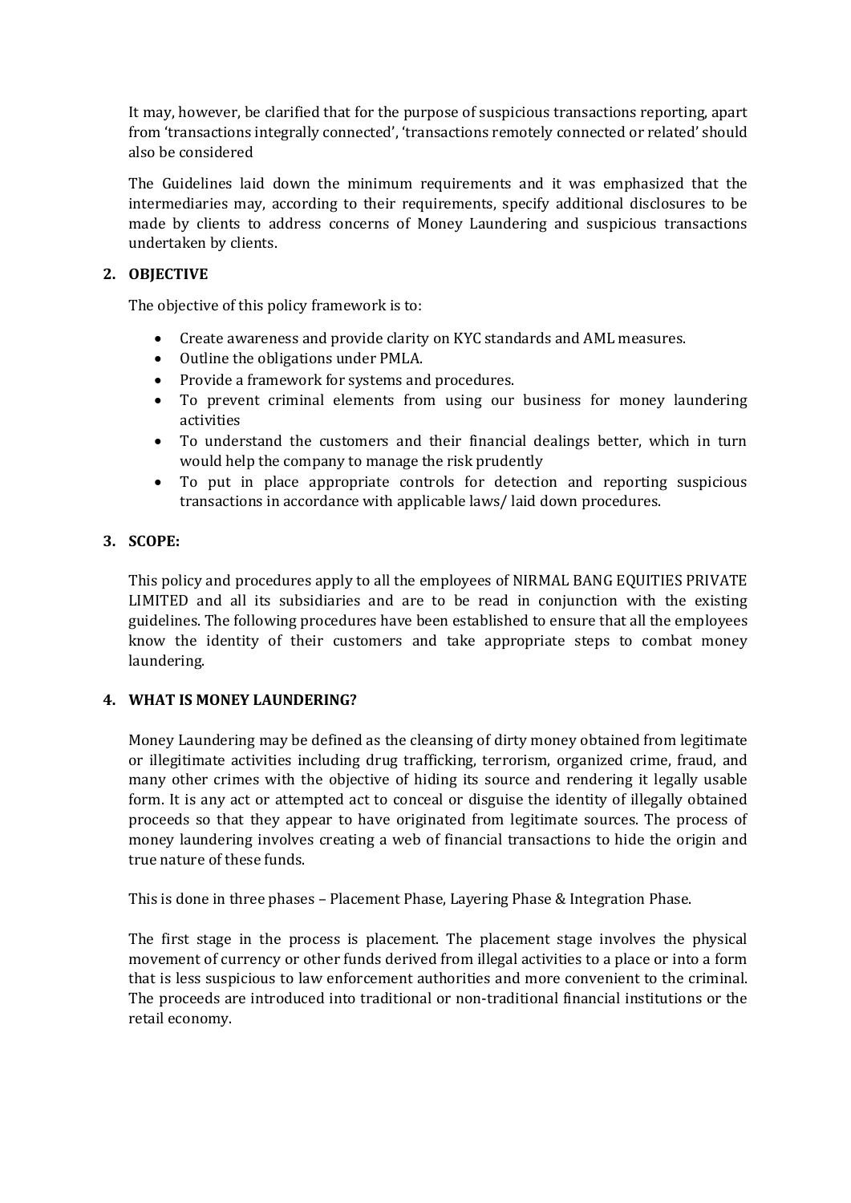It may, however, be clarified that for the purpose of suspicious transactions reporting, apart from 'transactions integrally connected', 'transactions remotely connected or related' should also be considered

The Guidelines laid down the minimum requirements and it was emphasized that the intermediaries may, according to their requirements, specify additional disclosures to be made by clients to address concerns of Money Laundering and suspicious transactions undertaken by clients.

## 2. OBJECTIVE

The objective of this policy framework is to:

- Create awareness and provide clarity on KYC standards and AML measures.
- Outline the obligations under PMLA.
- Provide a framework for systems and procedures.
- To prevent criminal elements from using our business for money laundering activities
- To understand the customers and their financial dealings better, which in turn would help the company to manage the risk prudently
- To put in place appropriate controls for detection and reporting suspicious transactions in accordance with applicable laws/ laid down procedures.

## 3. SCOPE:

This policy and procedures apply to all the employees of NIRMAL BANG EQUITIES PRIVATE LIMITED and all its subsidiaries and are to be read in conjunction with the existing guidelines. The following procedures have been established to ensure that all the employees know the identity of their customers and take appropriate steps to combat money laundering.

## 4. WHAT IS MONEY LAUNDERING?

Money Laundering may be defined as the cleansing of dirty money obtained from legitimate or illegitimate activities including drug trafficking, terrorism, organized crime, fraud, and many other crimes with the objective of hiding its source and rendering it legally usable form. It is any act or attempted act to conceal or disguise the identity of illegally obtained proceeds so that they appear to have originated from legitimate sources. The process of money laundering involves creating a web of financial transactions to hide the origin and true nature of these funds.

This is done in three phases – Placement Phase, Layering Phase & Integration Phase.

The first stage in the process is placement. The placement stage involves the physical movement of currency or other funds derived from illegal activities to a place or into a form that is less suspicious to law enforcement authorities and more convenient to the criminal. The proceeds are introduced into traditional or non-traditional financial institutions or the retail economy.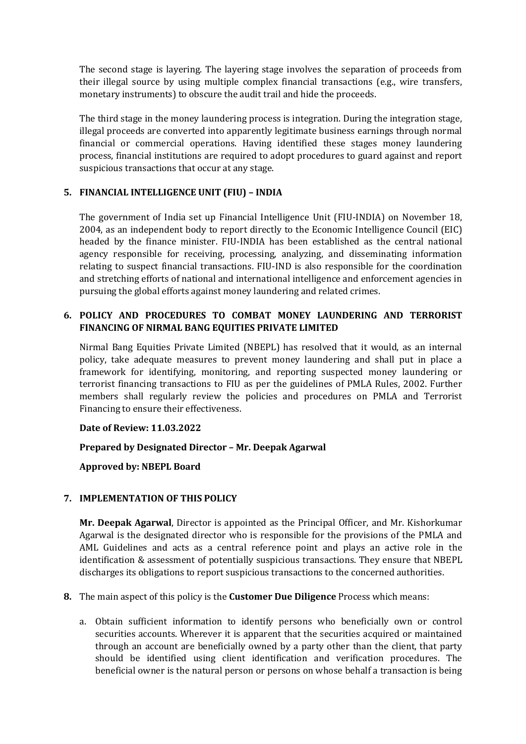The second stage is layering. The layering stage involves the separation of proceeds from their illegal source by using multiple complex financial transactions (e.g., wire transfers, monetary instruments) to obscure the audit trail and hide the proceeds.

The third stage in the money laundering process is integration. During the integration stage, illegal proceeds are converted into apparently legitimate business earnings through normal financial or commercial operations. Having identified these stages money laundering process, financial institutions are required to adopt procedures to guard against and report suspicious transactions that occur at any stage.

## 5. FINANCIAL INTELLIGENCE UNIT (FIU) – INDIA

The government of India set up Financial Intelligence Unit (FIU-INDIA) on November 18, 2004, as an independent body to report directly to the Economic Intelligence Council (EIC) headed by the finance minister. FIU-INDIA has been established as the central national agency responsible for receiving, processing, analyzing, and disseminating information relating to suspect financial transactions. FIU-IND is also responsible for the coordination and stretching efforts of national and international intelligence and enforcement agencies in pursuing the global efforts against money laundering and related crimes.

## 6. POLICY AND PROCEDURES TO COMBAT MONEY LAUNDERING AND TERRORIST FINANCING OF NIRMAL BANG EQUITIES PRIVATE LIMITED

Nirmal Bang Equities Private Limited (NBEPL) has resolved that it would, as an internal policy, take adequate measures to prevent money laundering and shall put in place a framework for identifying, monitoring, and reporting suspected money laundering or terrorist financing transactions to FIU as per the guidelines of PMLA Rules, 2002. Further members shall regularly review the policies and procedures on PMLA and Terrorist Financing to ensure their effectiveness.

**Date of Review: 11.03.2022**

**Prepared by Designated Director – Mr. Deepak Agarwal**

**Approved by: NBEPL Board**

## 7. IMPLEMENTATION OF THIS POLICY

**Mr. Deepak Agarwal**, Director is appointed as the Principal Officer, and Mr. Kishorkumar Agarwal is the designated director who is responsible for the provisions of the PMLA and AML Guidelines and acts as a central reference point and plays an active role in the identification & assessment of potentially suspicious transactions. They ensure that NBEPL discharges its obligations to report suspicious transactions to the concerned authorities.

**8.** The main aspect of this policy is the **Customer Due Diligence** Process which means:

a. Obtain sufficient information to identify persons who beneficially own or control securities accounts. Wherever it is apparent that the securities acquired or maintained through an account are beneficially owned by a party other than the client, that party should be identified using client identification and verification procedures. The beneficial owner is the natural person or persons on whose behalf a transaction is being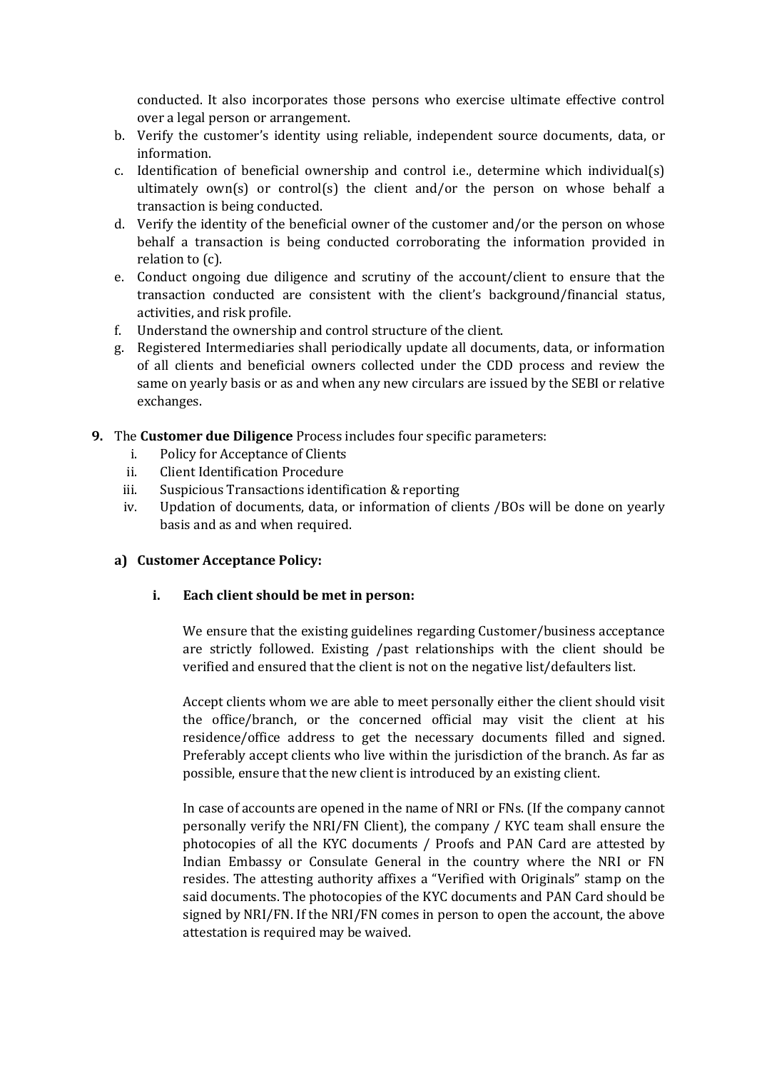conducted. It also incorporates those persons who exercise ultimate effective control over a legal person or arrangement.

b. Verify the customer's identity using reliable, independent source documents, data, or information.
c. Identification of beneficial ownership and control i.e., determine which individual(s) ultimately own(s) or control(s) the client and/or the person on whose behalf a transaction is being conducted.
d. Verify the identity of the beneficial owner of the customer and/or the person on whose behalf a transaction is being conducted corroborating the information provided in relation to (c).
e. Conduct ongoing due diligence and scrutiny of the account/client to ensure that the transaction conducted are consistent with the client's background/financial status, activities, and risk profile.
f. Understand the ownership and control structure of the client.
g. Registered Intermediaries shall periodically update all documents, data, or information of all clients and beneficial owners collected under the CDD process and review the same on yearly basis or as and when any new circulars are issued by the SEBI or relative exchanges.

**9.** The **Customer due Diligence** Process includes four specific parameters:

i. Policy for Acceptance of Clients
ii. Client Identification Procedure
iii. Suspicious Transactions identification & reporting
iv. Updation of documents, data, or information of clients /BOs will be done on yearly basis and as and when required.

**a) Customer Acceptance Policy:**

**i. Each client should be met in person:**

We ensure that the existing guidelines regarding Customer/business acceptance are strictly followed. Existing /past relationships with the client should be verified and ensured that the client is not on the negative list/defaulters list.

Accept clients whom we are able to meet personally either the client should visit the office/branch, or the concerned official may visit the client at his residence/office address to get the necessary documents filled and signed. Preferably accept clients who live within the jurisdiction of the branch. As far as possible, ensure that the new client is introduced by an existing client.

In case of accounts are opened in the name of NRI or FNs. (If the company cannot personally verify the NRI/FN Client), the company / KYC team shall ensure the photocopies of all the KYC documents / Proofs and PAN Card are attested by Indian Embassy or Consulate General in the country where the NRI or FN resides. The attesting authority affixes a "Verified with Originals" stamp on the said documents. The photocopies of the KYC documents and PAN Card should be signed by NRI/FN. If the NRI/FN comes in person to open the account, the above attestation is required may be waived.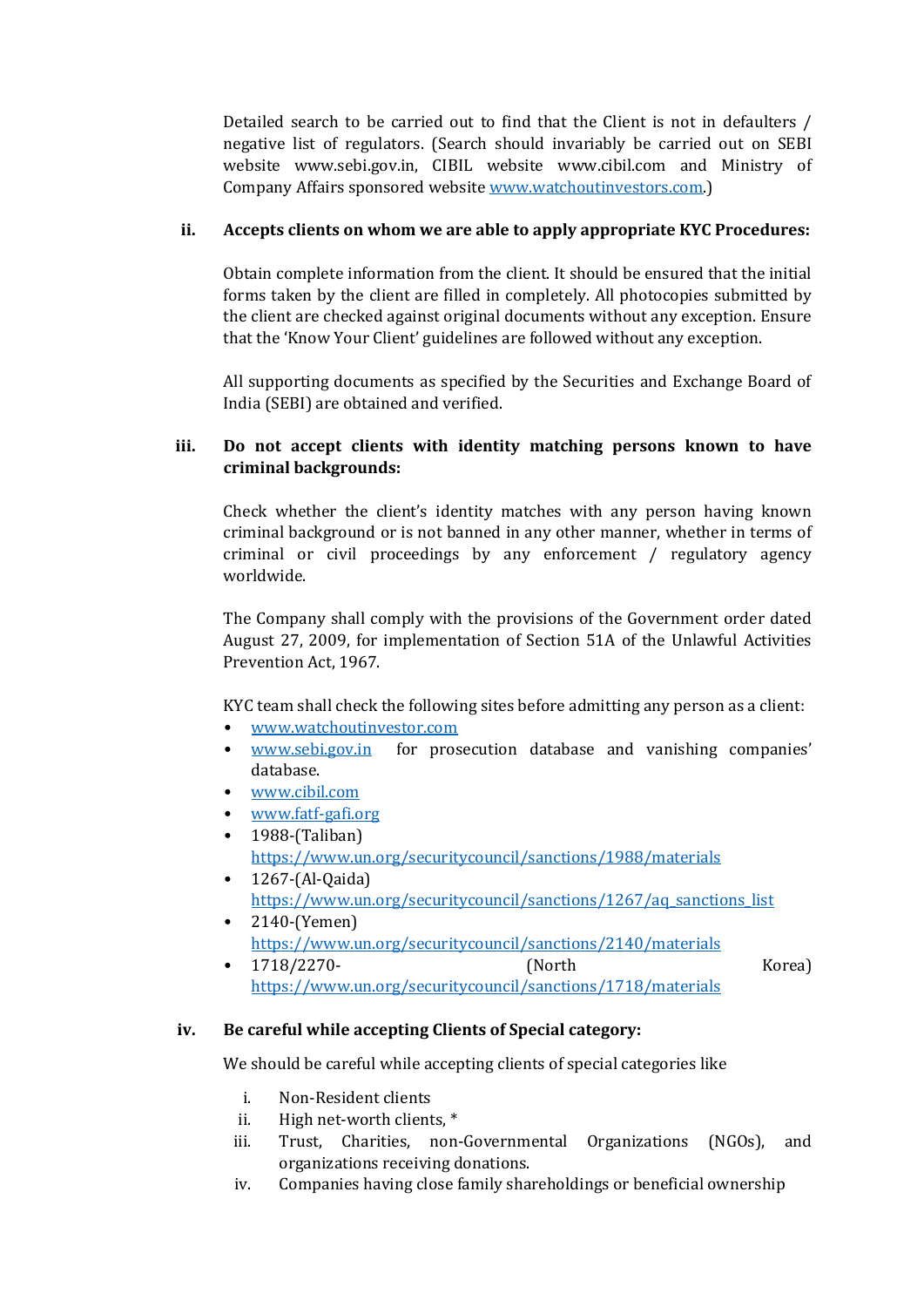Detailed search to be carried out to find that the Client is not in defaulters / negative list of regulators. (Search should invariably be carried out on SEBI website www.sebi.gov.in, CIBIL website www.cibil.com and Ministry of Company Affairs sponsored website www.watchoutinvestors.com.)

**ii. Accepts clients on whom we are able to apply appropriate KYC Procedures:**

Obtain complete information from the client. It should be ensured that the initial forms taken by the client are filled in completely. All photocopies submitted by the client are checked against original documents without any exception. Ensure that the 'Know Your Client' guidelines are followed without any exception.

All supporting documents as specified by the Securities and Exchange Board of India (SEBI) are obtained and verified.

**iii. Do not accept clients with identity matching persons known to have criminal backgrounds:**

Check whether the client's identity matches with any person having known criminal background or is not banned in any other manner, whether in terms of criminal or civil proceedings by any enforcement / regulatory agency worldwide.

The Company shall comply with the provisions of the Government order dated August 27, 2009, for implementation of Section 51A of the Unlawful Activities Prevention Act, 1967.

KYC team shall check the following sites before admitting any person as a client:

- www.watchoutinvestor.com
- www.sebi.gov.in for prosecution database and vanishing companies' database.
- www.cibil.com
- www.fatf-gafi.org
- 1988-(Taliban) https://www.un.org/securitycouncil/sanctions/1988/materials
- 1267-(Al-Qaida) https://www.un.org/securitycouncil/sanctions/1267/aq_sanctions_list
- 2140-(Yemen) https://www.un.org/securitycouncil/sanctions/2140/materials
- 1718/2270- (North Korea) https://www.un.org/securitycouncil/sanctions/1718/materials

**iv. Be careful while accepting Clients of Special category:**

We should be careful while accepting clients of special categories like

i. Non-Resident clients
ii. High net-worth clients, *
iii. Trust, Charities, non-Governmental Organizations (NGOs), and organizations receiving donations.
iv. Companies having close family shareholdings or beneficial ownership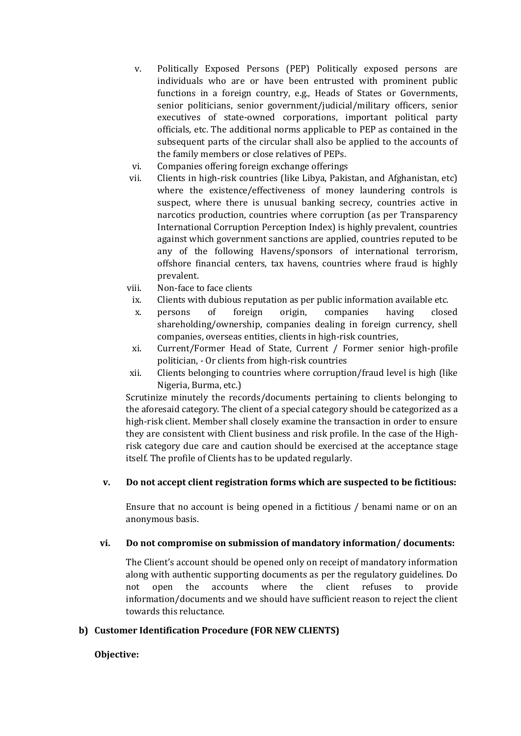v. Politically Exposed Persons (PEP) Politically exposed persons are individuals who are or have been entrusted with prominent public functions in a foreign country, e.g., Heads of States or Governments, senior politicians, senior government/judicial/military officers, senior executives of state-owned corporations, important political party officials, etc. The additional norms applicable to PEP as contained in the subsequent parts of the circular shall also be applied to the accounts of the family members or close relatives of PEPs.

vi. Companies offering foreign exchange offerings

vii. Clients in high-risk countries (like Libya, Pakistan, and Afghanistan, etc) where the existence/effectiveness of money laundering controls is suspect, where there is unusual banking secrecy, countries active in narcotics production, countries where corruption (as per Transparency International Corruption Perception Index) is highly prevalent, countries against which government sanctions are applied, countries reputed to be any of the following Havens/sponsors of international terrorism, offshore financial centers, tax havens, countries where fraud is highly prevalent.

viii. Non-face to face clients

ix. Clients with dubious reputation as per public information available etc.

x. persons of foreign origin, companies having closed shareholding/ownership, companies dealing in foreign currency, shell companies, overseas entities, clients in high-risk countries,

xi. Current/Former Head of State, Current / Former senior high-profile politician, - Or clients from high-risk countries

xii. Clients belonging to countries where corruption/fraud level is high (like Nigeria, Burma, etc.)

Scrutinize minutely the records/documents pertaining to clients belonging to the aforesaid category. The client of a special category should be categorized as a high-risk client. Member shall closely examine the transaction in order to ensure they are consistent with Client business and risk profile. In the case of the High-risk category due care and caution should be exercised at the acceptance stage itself. The profile of Clients has to be updated regularly.

**v. Do not accept client registration forms which are suspected to be fictitious:**

Ensure that no account is being opened in a fictitious / benami name or on an anonymous basis.

**vi. Do not compromise on submission of mandatory information/ documents:**

The Client's account should be opened only on receipt of mandatory information along with authentic supporting documents as per the regulatory guidelines. Do not open the accounts where the client refuses to provide information/documents and we should have sufficient reason to reject the client towards this reluctance.

**b) Customer Identification Procedure (FOR NEW CLIENTS)**

**Objective:**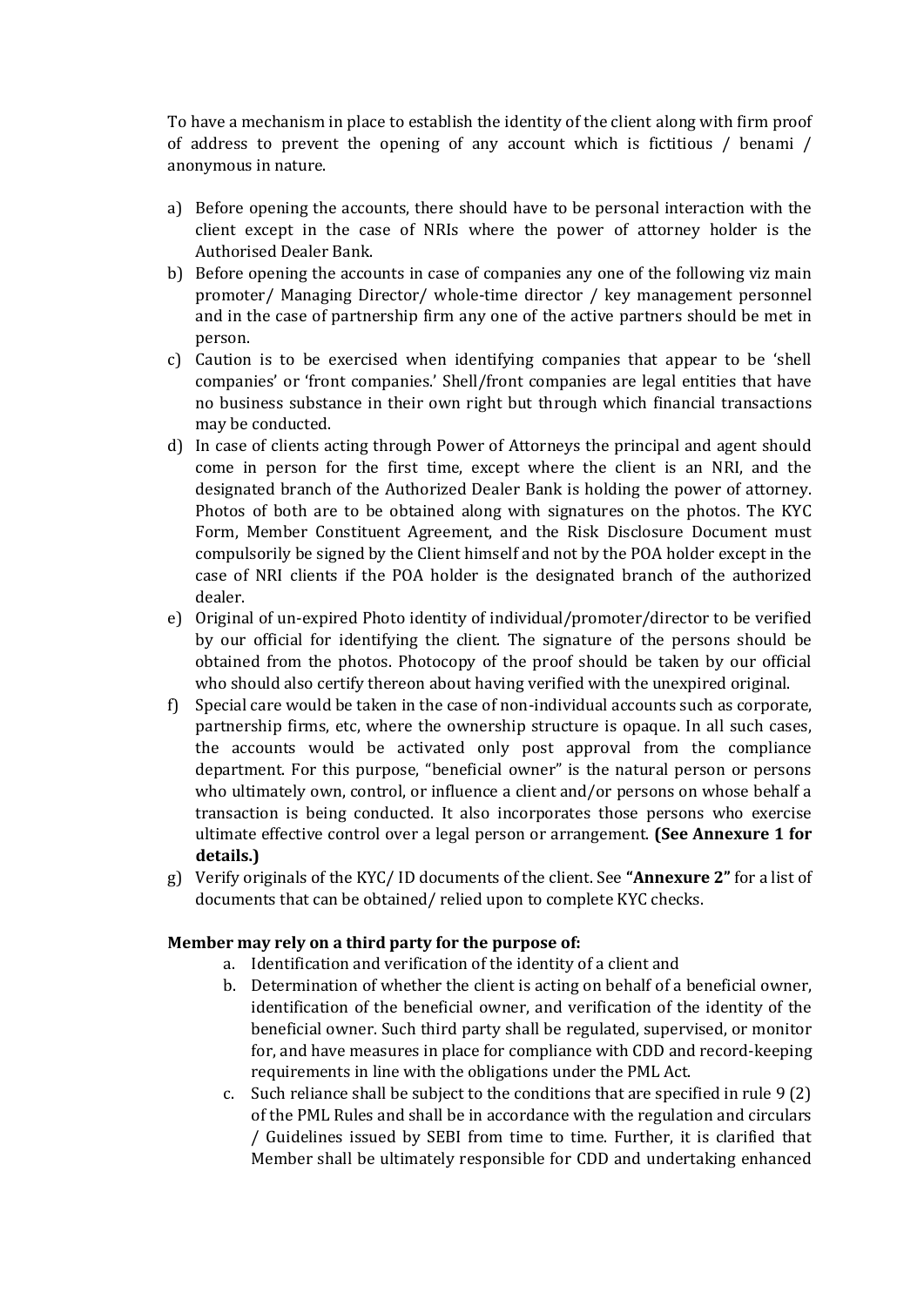To have a mechanism in place to establish the identity of the client along with firm proof of address to prevent the opening of any account which is fictitious / benami / anonymous in nature.

a) Before opening the accounts, there should have to be personal interaction with the client except in the case of NRIs where the power of attorney holder is the Authorised Dealer Bank.
b) Before opening the accounts in case of companies any one of the following viz main promoter/ Managing Director/ whole-time director / key management personnel and in the case of partnership firm any one of the active partners should be met in person.
c) Caution is to be exercised when identifying companies that appear to be 'shell companies' or 'front companies.' Shell/front companies are legal entities that have no business substance in their own right but through which financial transactions may be conducted.
d) In case of clients acting through Power of Attorneys the principal and agent should come in person for the first time, except where the client is an NRI, and the designated branch of the Authorized Dealer Bank is holding the power of attorney. Photos of both are to be obtained along with signatures on the photos. The KYC Form, Member Constituent Agreement, and the Risk Disclosure Document must compulsorily be signed by the Client himself and not by the POA holder except in the case of NRI clients if the POA holder is the designated branch of the authorized dealer.
e) Original of un-expired Photo identity of individual/promoter/director to be verified by our official for identifying the client. The signature of the persons should be obtained from the photos. Photocopy of the proof should be taken by our official who should also certify thereon about having verified with the unexpired original.
f) Special care would be taken in the case of non-individual accounts such as corporate, partnership firms, etc, where the ownership structure is opaque. In all such cases, the accounts would be activated only post approval from the compliance department. For this purpose, "beneficial owner" is the natural person or persons who ultimately own, control, or influence a client and/or persons on whose behalf a transaction is being conducted. It also incorporates those persons who exercise ultimate effective control over a legal person or arrangement. **(See Annexure 1 for details.)**
g) Verify originals of the KYC/ ID documents of the client. See **"Annexure 2"** for a list of documents that can be obtained/ relied upon to complete KYC checks.

**Member may rely on a third party for the purpose of:**

a. Identification and verification of the identity of a client and
b. Determination of whether the client is acting on behalf of a beneficial owner, identification of the beneficial owner, and verification of the identity of the beneficial owner. Such third party shall be regulated, supervised, or monitor for, and have measures in place for compliance with CDD and record-keeping requirements in line with the obligations under the PML Act.
c. Such reliance shall be subject to the conditions that are specified in rule 9 (2) of the PML Rules and shall be in accordance with the regulation and circulars / Guidelines issued by SEBI from time to time. Further, it is clarified that Member shall be ultimately responsible for CDD and undertaking enhanced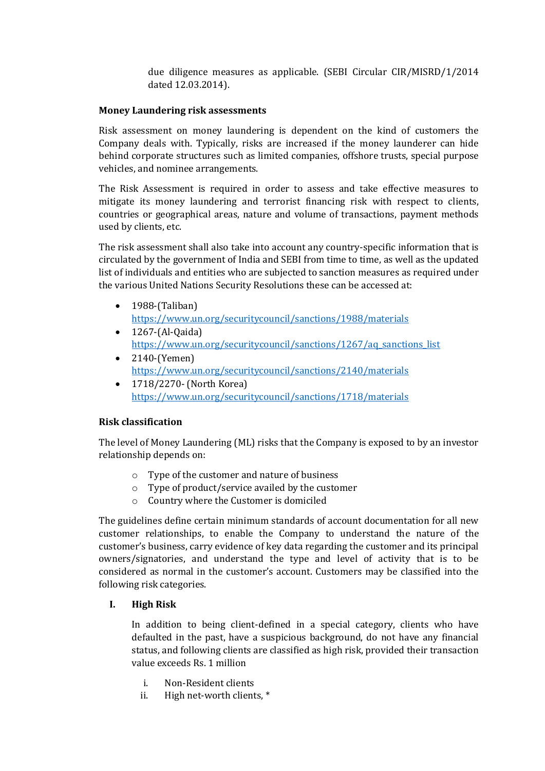due diligence measures as applicable. (SEBI Circular CIR/MISRD/1/2014 dated 12.03.2014).

**Money Laundering risk assessments**

Risk assessment on money laundering is dependent on the kind of customers the Company deals with. Typically, risks are increased if the money launderer can hide behind corporate structures such as limited companies, offshore trusts, special purpose vehicles, and nominee arrangements.

The Risk Assessment is required in order to assess and take effective measures to mitigate its money laundering and terrorist financing risk with respect to clients, countries or geographical areas, nature and volume of transactions, payment methods used by clients, etc.

The risk assessment shall also take into account any country-specific information that is circulated by the government of India and SEBI from time to time, as well as the updated list of individuals and entities who are subjected to sanction measures as required under the various United Nations Security Resolutions these can be accessed at:

- 1988-(Taliban) https://www.un.org/securitycouncil/sanctions/1988/materials
- 1267-(Al-Qaida) https://www.un.org/securitycouncil/sanctions/1267/aq_sanctions_list
- 2140-(Yemen) https://www.un.org/securitycouncil/sanctions/2140/materials
- 1718/2270- (North Korea) https://www.un.org/securitycouncil/sanctions/1718/materials

**Risk classification**

The level of Money Laundering (ML) risks that the Company is exposed to by an investor relationship depends on:

- Type of the customer and nature of business
- Type of product/service availed by the customer
- Country where the Customer is domiciled

The guidelines define certain minimum standards of account documentation for all new customer relationships, to enable the Company to understand the nature of the customer's business, carry evidence of key data regarding the customer and its principal owners/signatories, and understand the type and level of activity that is to be considered as normal in the customer's account. Customers may be classified into the following risk categories.

**I. High Risk**

In addition to being client-defined in a special category, clients who have defaulted in the past, have a suspicious background, do not have any financial status, and following clients are classified as high risk, provided their transaction value exceeds Rs. 1 million

i. Non-Resident clients
ii. High net-worth clients, *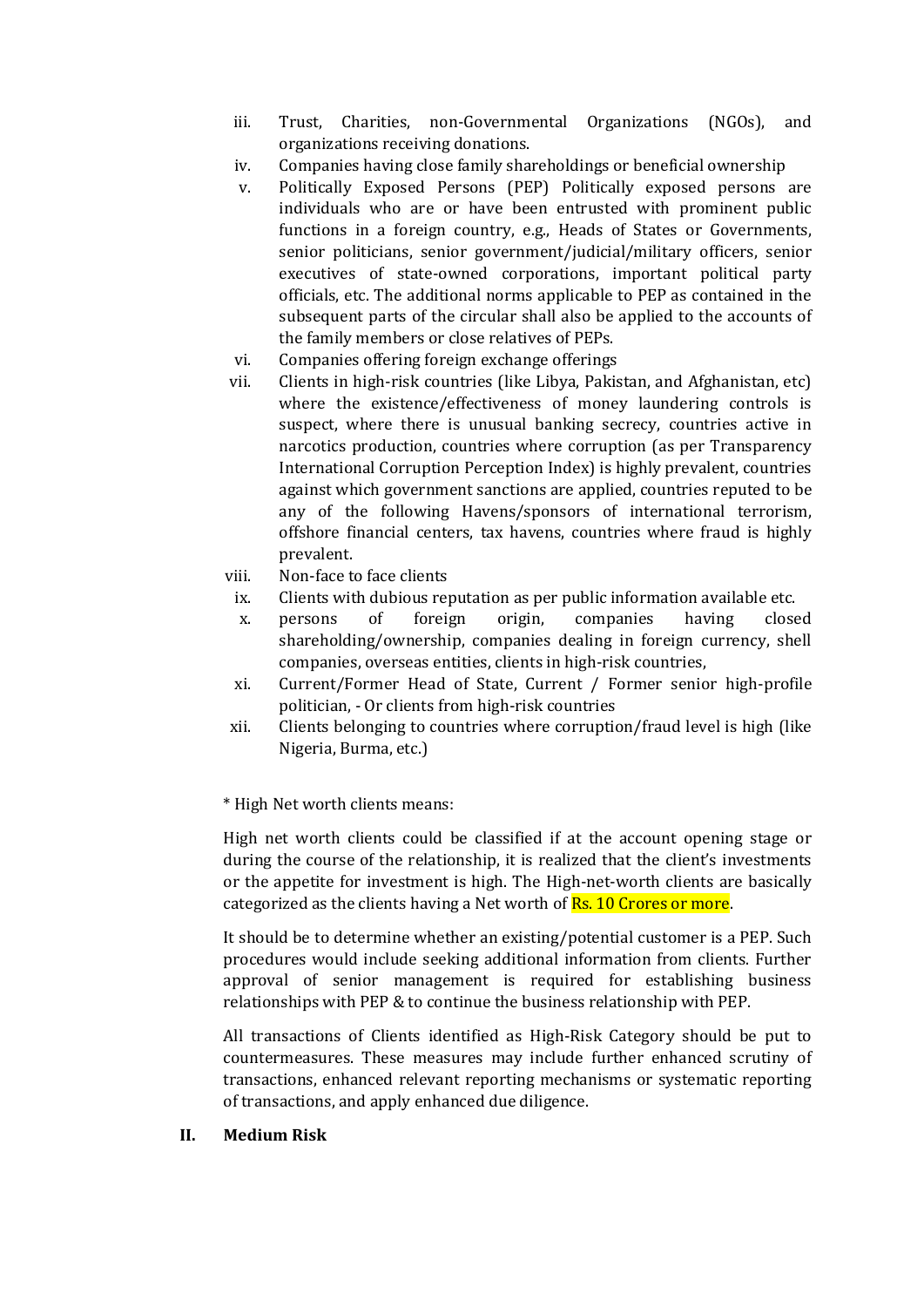iii. Trust, Charities, non-Governmental Organizations (NGOs), and organizations receiving donations.
iv. Companies having close family shareholdings or beneficial ownership
v. Politically Exposed Persons (PEP) Politically exposed persons are individuals who are or have been entrusted with prominent public functions in a foreign country, e.g., Heads of States or Governments, senior politicians, senior government/judicial/military officers, senior executives of state-owned corporations, important political party officials, etc. The additional norms applicable to PEP as contained in the subsequent parts of the circular shall also be applied to the accounts of the family members or close relatives of PEPs.
vi. Companies offering foreign exchange offerings
vii. Clients in high-risk countries (like Libya, Pakistan, and Afghanistan, etc) where the existence/effectiveness of money laundering controls is suspect, where there is unusual banking secrecy, countries active in narcotics production, countries where corruption (as per Transparency International Corruption Perception Index) is highly prevalent, countries against which government sanctions are applied, countries reputed to be any of the following Havens/sponsors of international terrorism, offshore financial centers, tax havens, countries where fraud is highly prevalent.
viii. Non-face to face clients
ix. Clients with dubious reputation as per public information available etc.
x. persons of foreign origin, companies having closed shareholding/ownership, companies dealing in foreign currency, shell companies, overseas entities, clients in high-risk countries,
xi. Current/Former Head of State, Current / Former senior high-profile politician, - Or clients from high-risk countries
xii. Clients belonging to countries where corruption/fraud level is high (like Nigeria, Burma, etc.)

* High Net worth clients means:

High net worth clients could be classified if at the account opening stage or during the course of the relationship, it is realized that the client's investments or the appetite for investment is high. The High-net-worth clients are basically categorized as the clients having a Net worth of Rs. 10 Crores or more.

It should be to determine whether an existing/potential customer is a PEP. Such procedures would include seeking additional information from clients. Further approval of senior management is required for establishing business relationships with PEP & to continue the business relationship with PEP.

All transactions of Clients identified as High-Risk Category should be put to countermeasures. These measures may include further enhanced scrutiny of transactions, enhanced relevant reporting mechanisms or systematic reporting of transactions, and apply enhanced due diligence.

**II. Medium Risk**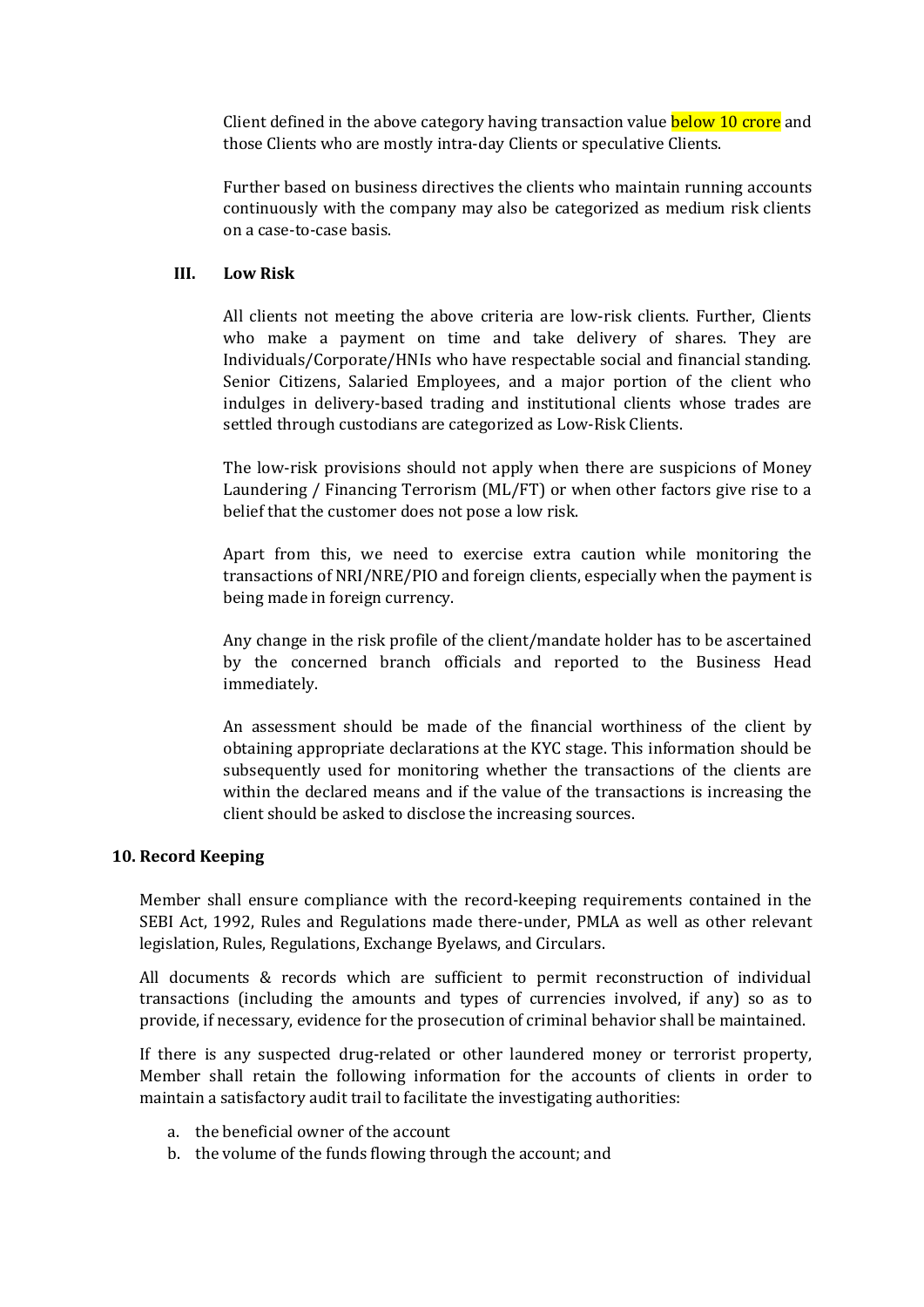Client defined in the above category having transaction value below 10 crore and those Clients who are mostly intra-day Clients or speculative Clients.

Further based on business directives the clients who maintain running accounts continuously with the company may also be categorized as medium risk clients on a case-to-case basis.

### III. Low Risk

All clients not meeting the above criteria are low-risk clients. Further, Clients who make a payment on time and take delivery of shares. They are Individuals/Corporate/HNIs who have respectable social and financial standing. Senior Citizens, Salaried Employees, and a major portion of the client who indulges in delivery-based trading and institutional clients whose trades are settled through custodians are categorized as Low-Risk Clients.

The low-risk provisions should not apply when there are suspicions of Money Laundering / Financing Terrorism (ML/FT) or when other factors give rise to a belief that the customer does not pose a low risk.

Apart from this, we need to exercise extra caution while monitoring the transactions of NRI/NRE/PIO and foreign clients, especially when the payment is being made in foreign currency.

Any change in the risk profile of the client/mandate holder has to be ascertained by the concerned branch officials and reported to the Business Head immediately.

An assessment should be made of the financial worthiness of the client by obtaining appropriate declarations at the KYC stage. This information should be subsequently used for monitoring whether the transactions of the clients are within the declared means and if the value of the transactions is increasing the client should be asked to disclose the increasing sources.

## 10. Record Keeping

Member shall ensure compliance with the record-keeping requirements contained in the SEBI Act, 1992, Rules and Regulations made there-under, PMLA as well as other relevant legislation, Rules, Regulations, Exchange Byelaws, and Circulars.

All documents & records which are sufficient to permit reconstruction of individual transactions (including the amounts and types of currencies involved, if any) so as to provide, if necessary, evidence for the prosecution of criminal behavior shall be maintained.

If there is any suspected drug-related or other laundered money or terrorist property, Member shall retain the following information for the accounts of clients in order to maintain a satisfactory audit trail to facilitate the investigating authorities:

a. the beneficial owner of the account
b. the volume of the funds flowing through the account; and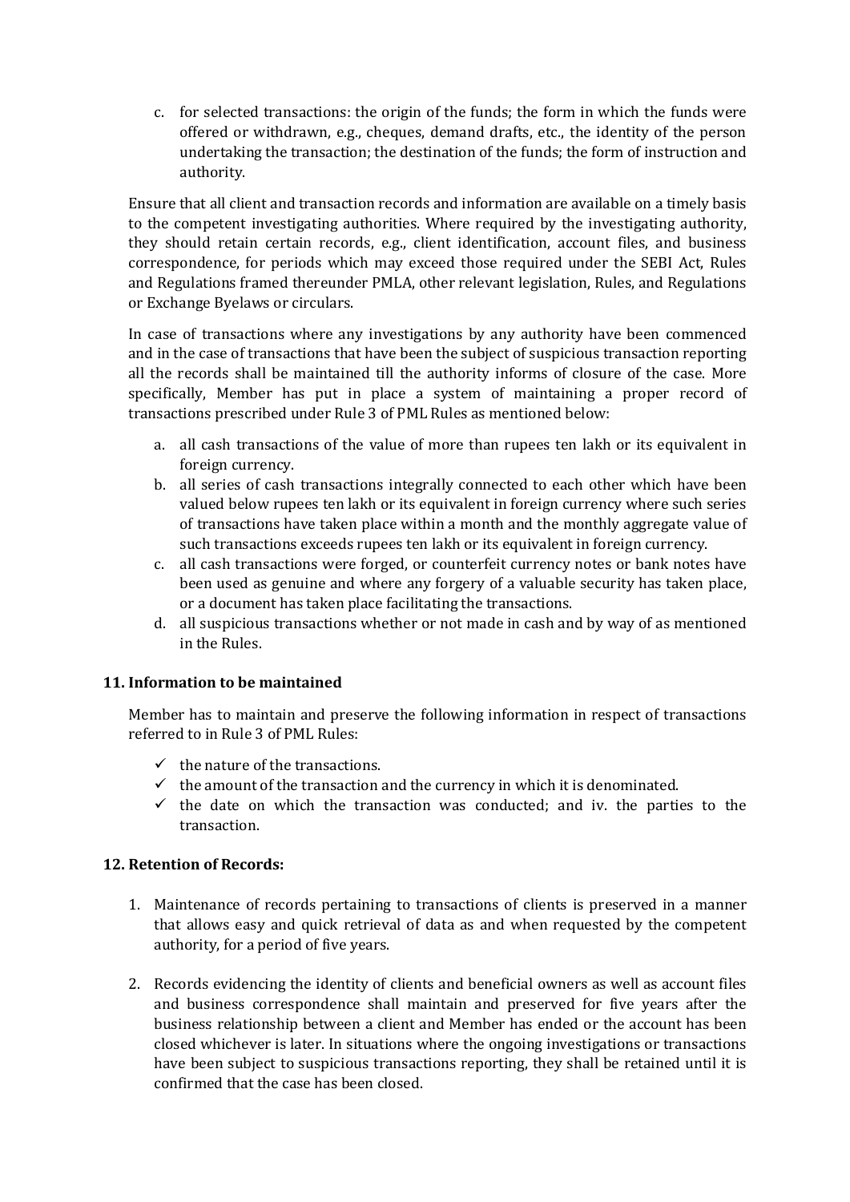c. for selected transactions: the origin of the funds; the form in which the funds were offered or withdrawn, e.g., cheques, demand drafts, etc., the identity of the person undertaking the transaction; the destination of the funds; the form of instruction and authority.

Ensure that all client and transaction records and information are available on a timely basis to the competent investigating authorities. Where required by the investigating authority, they should retain certain records, e.g., client identification, account files, and business correspondence, for periods which may exceed those required under the SEBI Act, Rules and Regulations framed thereunder PMLA, other relevant legislation, Rules, and Regulations or Exchange Byelaws or circulars.

In case of transactions where any investigations by any authority have been commenced and in the case of transactions that have been the subject of suspicious transaction reporting all the records shall be maintained till the authority informs of closure of the case. More specifically, Member has put in place a system of maintaining a proper record of transactions prescribed under Rule 3 of PML Rules as mentioned below:

a. all cash transactions of the value of more than rupees ten lakh or its equivalent in foreign currency.
b. all series of cash transactions integrally connected to each other which have been valued below rupees ten lakh or its equivalent in foreign currency where such series of transactions have taken place within a month and the monthly aggregate value of such transactions exceeds rupees ten lakh or its equivalent in foreign currency.
c. all cash transactions were forged, or counterfeit currency notes or bank notes have been used as genuine and where any forgery of a valuable security has taken place, or a document has taken place facilitating the transactions.
d. all suspicious transactions whether or not made in cash and by way of as mentioned in the Rules.

## 11. Information to be maintained

Member has to maintain and preserve the following information in respect of transactions referred to in Rule 3 of PML Rules:

- ✓ the nature of the transactions.
- ✓ the amount of the transaction and the currency in which it is denominated.
- ✓ the date on which the transaction was conducted; and iv. the parties to the transaction.

## 12. Retention of Records:

1. Maintenance of records pertaining to transactions of clients is preserved in a manner that allows easy and quick retrieval of data as and when requested by the competent authority, for a period of five years.

2. Records evidencing the identity of clients and beneficial owners as well as account files and business correspondence shall maintain and preserved for five years after the business relationship between a client and Member has ended or the account has been closed whichever is later. In situations where the ongoing investigations or transactions have been subject to suspicious transactions reporting, they shall be retained until it is confirmed that the case has been closed.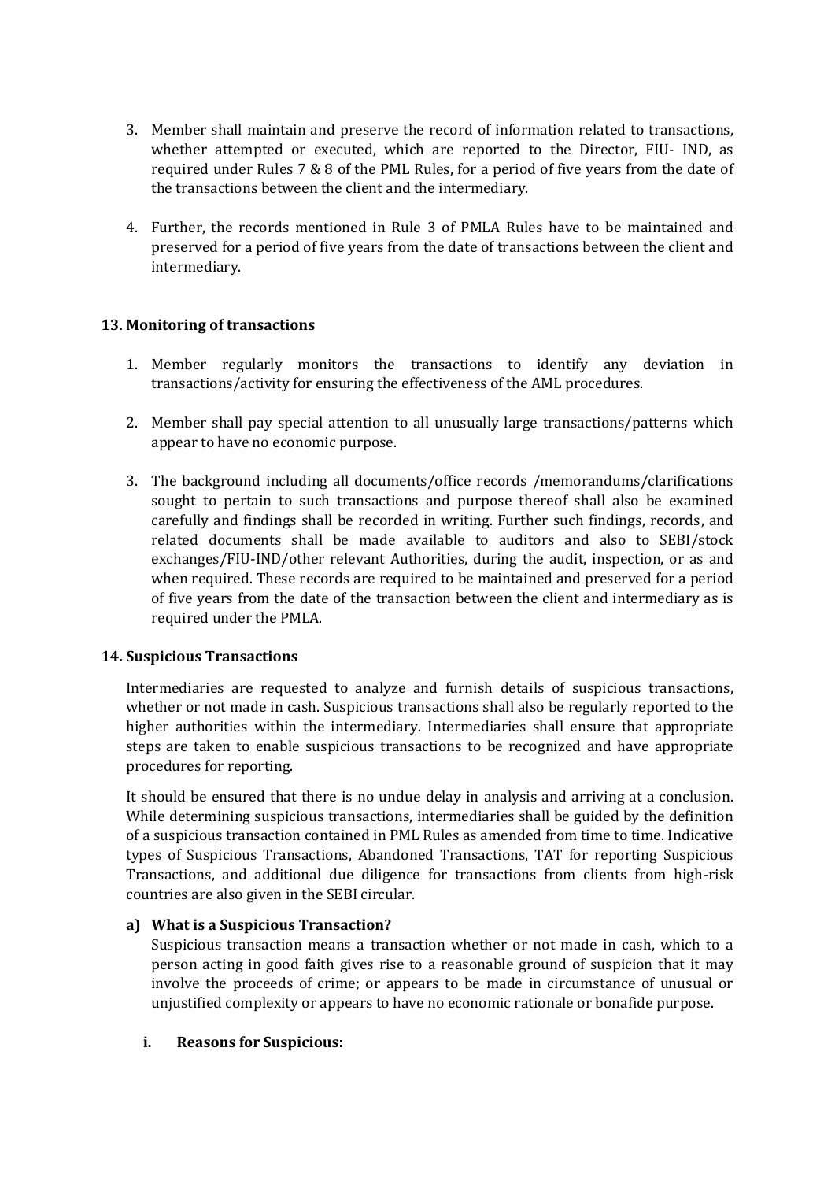3. Member shall maintain and preserve the record of information related to transactions, whether attempted or executed, which are reported to the Director, FIU- IND, as required under Rules 7 & 8 of the PML Rules, for a period of five years from the date of the transactions between the client and the intermediary.

4. Further, the records mentioned in Rule 3 of PMLA Rules have to be maintained and preserved for a period of five years from the date of transactions between the client and intermediary.

## 13. Monitoring of transactions

1. Member regularly monitors the transactions to identify any deviation in transactions/activity for ensuring the effectiveness of the AML procedures.

2. Member shall pay special attention to all unusually large transactions/patterns which appear to have no economic purpose.

3. The background including all documents/office records /memorandums/clarifications sought to pertain to such transactions and purpose thereof shall also be examined carefully and findings shall be recorded in writing. Further such findings, records, and related documents shall be made available to auditors and also to SEBI/stock exchanges/FIU-IND/other relevant Authorities, during the audit, inspection, or as and when required. These records are required to be maintained and preserved for a period of five years from the date of the transaction between the client and intermediary as is required under the PMLA.

## 14. Suspicious Transactions

Intermediaries are requested to analyze and furnish details of suspicious transactions, whether or not made in cash. Suspicious transactions shall also be regularly reported to the higher authorities within the intermediary. Intermediaries shall ensure that appropriate steps are taken to enable suspicious transactions to be recognized and have appropriate procedures for reporting.

It should be ensured that there is no undue delay in analysis and arriving at a conclusion. While determining suspicious transactions, intermediaries shall be guided by the definition of a suspicious transaction contained in PML Rules as amended from time to time. Indicative types of Suspicious Transactions, Abandoned Transactions, TAT for reporting Suspicious Transactions, and additional due diligence for transactions from clients from high-risk countries are also given in the SEBI circular.

### a) What is a Suspicious Transaction?

Suspicious transaction means a transaction whether or not made in cash, which to a person acting in good faith gives rise to a reasonable ground of suspicion that it may involve the proceeds of crime; or appears to be made in circumstance of unusual or unjustified complexity or appears to have no economic rationale or bonafide purpose.

#### i. Reasons for Suspicious: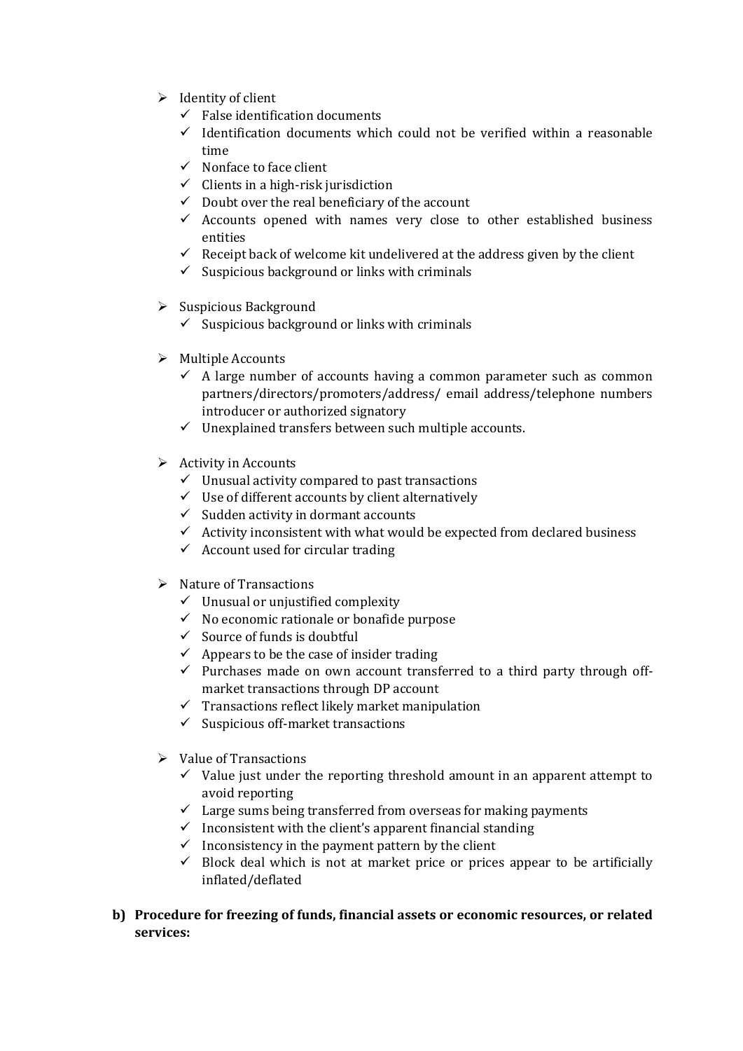- Identity of client
  - False identification documents
  - Identification documents which could not be verified within a reasonable time
  - Nonface to face client
  - Clients in a high-risk jurisdiction
  - Doubt over the real beneficiary of the account
  - Accounts opened with names very close to other established business entities
  - Receipt back of welcome kit undelivered at the address given by the client
  - Suspicious background or links with criminals

- Suspicious Background
  - Suspicious background or links with criminals

- Multiple Accounts
  - A large number of accounts having a common parameter such as common partners/directors/promoters/address/ email address/telephone numbers introducer or authorized signatory
  - Unexplained transfers between such multiple accounts.

- Activity in Accounts
  - Unusual activity compared to past transactions
  - Use of different accounts by client alternatively
  - Sudden activity in dormant accounts
  - Activity inconsistent with what would be expected from declared business
  - Account used for circular trading

- Nature of Transactions
  - Unusual or unjustified complexity
  - No economic rationale or bonafide purpose
  - Source of funds is doubtful
  - Appears to be the case of insider trading
  - Purchases made on own account transferred to a third party through off-market transactions through DP account
  - Transactions reflect likely market manipulation
  - Suspicious off-market transactions

- Value of Transactions
  - Value just under the reporting threshold amount in an apparent attempt to avoid reporting
  - Large sums being transferred from overseas for making payments
  - Inconsistent with the client's apparent financial standing
  - Inconsistency in the payment pattern by the client
  - Block deal which is not at market price or prices appear to be artificially inflated/deflated

**b) Procedure for freezing of funds, financial assets or economic resources, or related services:**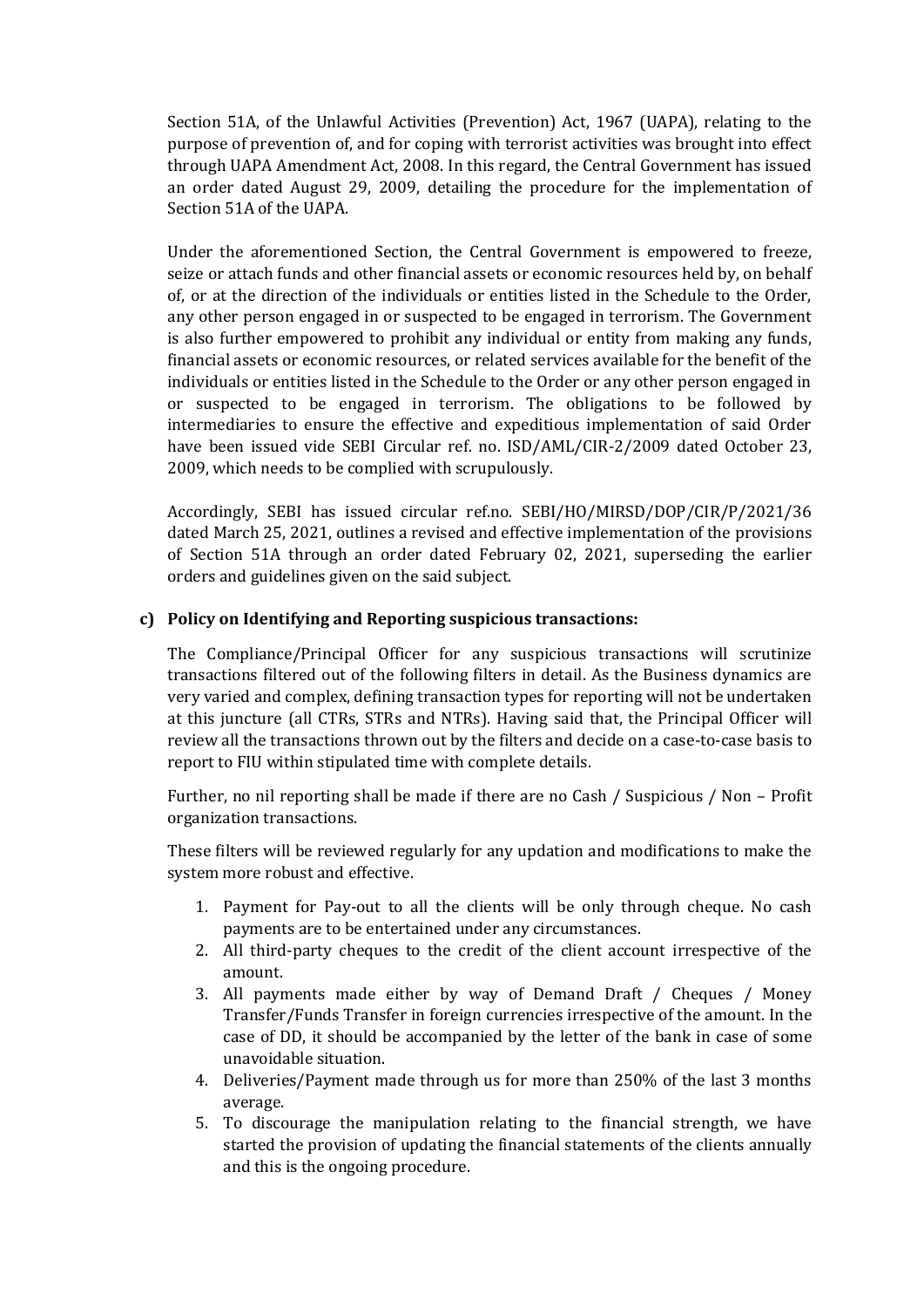Section 51A, of the Unlawful Activities (Prevention) Act, 1967 (UAPA), relating to the purpose of prevention of, and for coping with terrorist activities was brought into effect through UAPA Amendment Act, 2008. In this regard, the Central Government has issued an order dated August 29, 2009, detailing the procedure for the implementation of Section 51A of the UAPA.

Under the aforementioned Section, the Central Government is empowered to freeze, seize or attach funds and other financial assets or economic resources held by, on behalf of, or at the direction of the individuals or entities listed in the Schedule to the Order, any other person engaged in or suspected to be engaged in terrorism. The Government is also further empowered to prohibit any individual or entity from making any funds, financial assets or economic resources, or related services available for the benefit of the individuals or entities listed in the Schedule to the Order or any other person engaged in or suspected to be engaged in terrorism. The obligations to be followed by intermediaries to ensure the effective and expeditious implementation of said Order have been issued vide SEBI Circular ref. no. ISD/AML/CIR-2/2009 dated October 23, 2009, which needs to be complied with scrupulously.

Accordingly, SEBI has issued circular ref.no. SEBI/HO/MIRSD/DOP/CIR/P/2021/36 dated March 25, 2021, outlines a revised and effective implementation of the provisions of Section 51A through an order dated February 02, 2021, superseding the earlier orders and guidelines given on the said subject.

**c) Policy on Identifying and Reporting suspicious transactions:**

The Compliance/Principal Officer for any suspicious transactions will scrutinize transactions filtered out of the following filters in detail. As the Business dynamics are very varied and complex, defining transaction types for reporting will not be undertaken at this juncture (all CTRs, STRs and NTRs). Having said that, the Principal Officer will review all the transactions thrown out by the filters and decide on a case-to-case basis to report to FIU within stipulated time with complete details.

Further, no nil reporting shall be made if there are no Cash / Suspicious / Non – Profit organization transactions.

These filters will be reviewed regularly for any updation and modifications to make the system more robust and effective.

1. Payment for Pay-out to all the clients will be only through cheque. No cash payments are to be entertained under any circumstances.
2. All third-party cheques to the credit of the client account irrespective of the amount.
3. All payments made either by way of Demand Draft / Cheques / Money Transfer/Funds Transfer in foreign currencies irrespective of the amount. In the case of DD, it should be accompanied by the letter of the bank in case of some unavoidable situation.
4. Deliveries/Payment made through us for more than 250% of the last 3 months average.
5. To discourage the manipulation relating to the financial strength, we have started the provision of updating the financial statements of the clients annually and this is the ongoing procedure.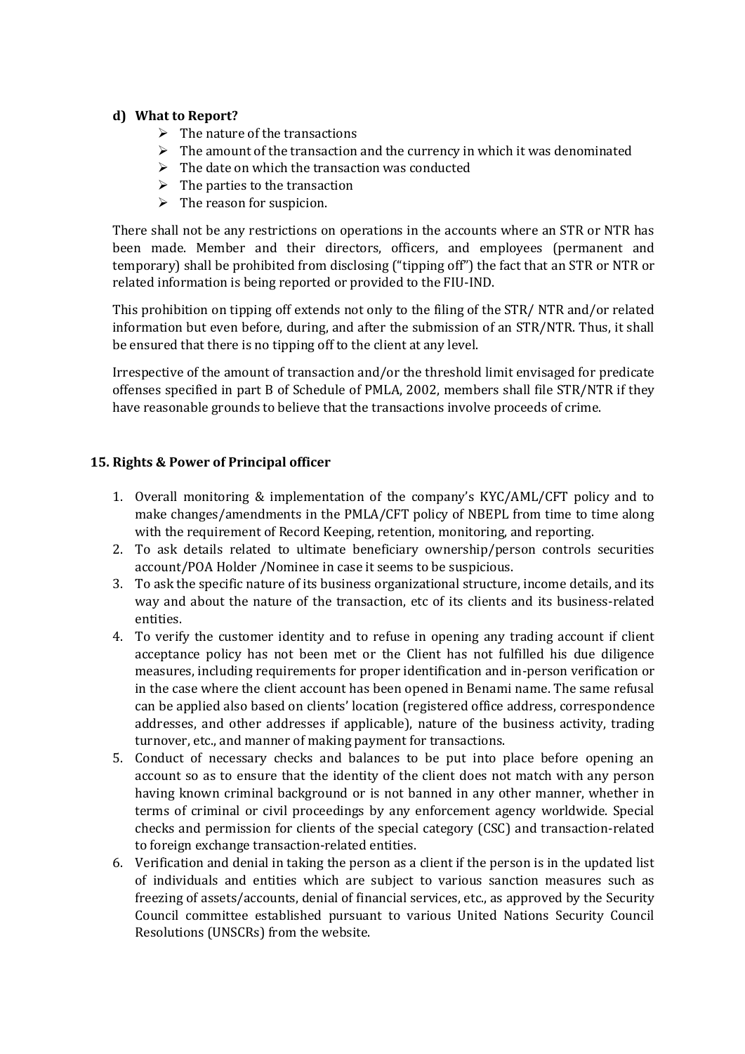#### d) What to Report?

- The nature of the transactions
- The amount of the transaction and the currency in which it was denominated
- The date on which the transaction was conducted
- The parties to the transaction
- The reason for suspicion.

There shall not be any restrictions on operations in the accounts where an STR or NTR has been made. Member and their directors, officers, and employees (permanent and temporary) shall be prohibited from disclosing ("tipping off") the fact that an STR or NTR or related information is being reported or provided to the FIU-IND.

This prohibition on tipping off extends not only to the filing of the STR/ NTR and/or related information but even before, during, and after the submission of an STR/NTR. Thus, it shall be ensured that there is no tipping off to the client at any level.

Irrespective of the amount of transaction and/or the threshold limit envisaged for predicate offenses specified in part B of Schedule of PMLA, 2002, members shall file STR/NTR if they have reasonable grounds to believe that the transactions involve proceeds of crime.

### 15. Rights & Power of Principal officer

1. Overall monitoring & implementation of the company's KYC/AML/CFT policy and to make changes/amendments in the PMLA/CFT policy of NBEPL from time to time along with the requirement of Record Keeping, retention, monitoring, and reporting.
2. To ask details related to ultimate beneficiary ownership/person controls securities account/POA Holder /Nominee in case it seems to be suspicious.
3. To ask the specific nature of its business organizational structure, income details, and its way and about the nature of the transaction, etc of its clients and its business-related entities.
4. To verify the customer identity and to refuse in opening any trading account if client acceptance policy has not been met or the Client has not fulfilled his due diligence measures, including requirements for proper identification and in-person verification or in the case where the client account has been opened in Benami name. The same refusal can be applied also based on clients' location (registered office address, correspondence addresses, and other addresses if applicable), nature of the business activity, trading turnover, etc., and manner of making payment for transactions.
5. Conduct of necessary checks and balances to be put into place before opening an account so as to ensure that the identity of the client does not match with any person having known criminal background or is not banned in any other manner, whether in terms of criminal or civil proceedings by any enforcement agency worldwide. Special checks and permission for clients of the special category (CSC) and transaction-related to foreign exchange transaction-related entities.
6. Verification and denial in taking the person as a client if the person is in the updated list of individuals and entities which are subject to various sanction measures such as freezing of assets/accounts, denial of financial services, etc., as approved by the Security Council committee established pursuant to various United Nations Security Council Resolutions (UNSCRs) from the website.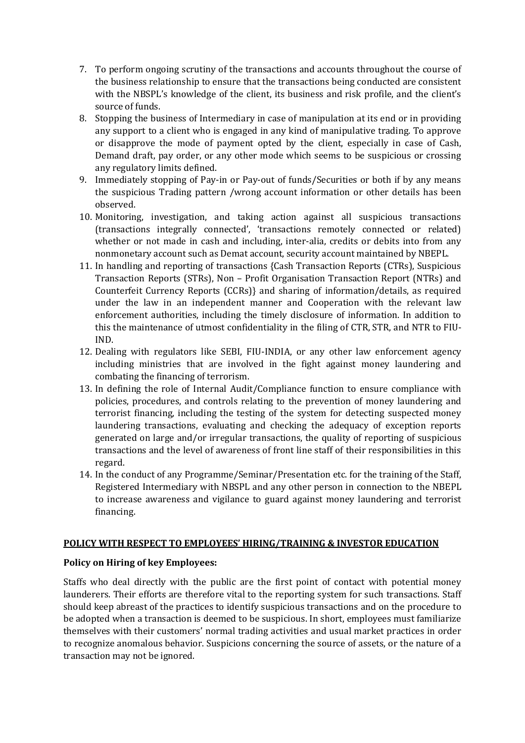7. To perform ongoing scrutiny of the transactions and accounts throughout the course of the business relationship to ensure that the transactions being conducted are consistent with the NBSPL's knowledge of the client, its business and risk profile, and the client's source of funds.
8. Stopping the business of Intermediary in case of manipulation at its end or in providing any support to a client who is engaged in any kind of manipulative trading. To approve or disapprove the mode of payment opted by the client, especially in case of Cash, Demand draft, pay order, or any other mode which seems to be suspicious or crossing any regulatory limits defined.
9. Immediately stopping of Pay-in or Pay-out of funds/Securities or both if by any means the suspicious Trading pattern /wrong account information or other details has been observed.
10. Monitoring, investigation, and taking action against all suspicious transactions (transactions integrally connected', 'transactions remotely connected or related) whether or not made in cash and including, inter-alia, credits or debits into from any nonmonetary account such as Demat account, security account maintained by NBEPL.
11. In handling and reporting of transactions {Cash Transaction Reports (CTRs), Suspicious Transaction Reports (STRs), Non – Profit Organisation Transaction Report (NTRs) and Counterfeit Currency Reports (CCRs)} and sharing of information/details, as required under the law in an independent manner and Cooperation with the relevant law enforcement authorities, including the timely disclosure of information. In addition to this the maintenance of utmost confidentiality in the filing of CTR, STR, and NTR to FIU-IND.
12. Dealing with regulators like SEBI, FIU-INDIA, or any other law enforcement agency including ministries that are involved in the fight against money laundering and combating the financing of terrorism.
13. In defining the role of Internal Audit/Compliance function to ensure compliance with policies, procedures, and controls relating to the prevention of money laundering and terrorist financing, including the testing of the system for detecting suspected money laundering transactions, evaluating and checking the adequacy of exception reports generated on large and/or irregular transactions, the quality of reporting of suspicious transactions and the level of awareness of front line staff of their responsibilities in this regard.
14. In the conduct of any Programme/Seminar/Presentation etc. for the training of the Staff, Registered Intermediary with NBSPL and any other person in connection to the NBEPL to increase awareness and vigilance to guard against money laundering and terrorist financing.

## POLICY WITH RESPECT TO EMPLOYEES' HIRING/TRAINING & INVESTOR EDUCATION

**Policy on Hiring of key Employees:**

Staffs who deal directly with the public are the first point of contact with potential money launderers. Their efforts are therefore vital to the reporting system for such transactions. Staff should keep abreast of the practices to identify suspicious transactions and on the procedure to be adopted when a transaction is deemed to be suspicious. In short, employees must familiarize themselves with their customers' normal trading activities and usual market practices in order to recognize anomalous behavior. Suspicions concerning the source of assets, or the nature of a transaction may not be ignored.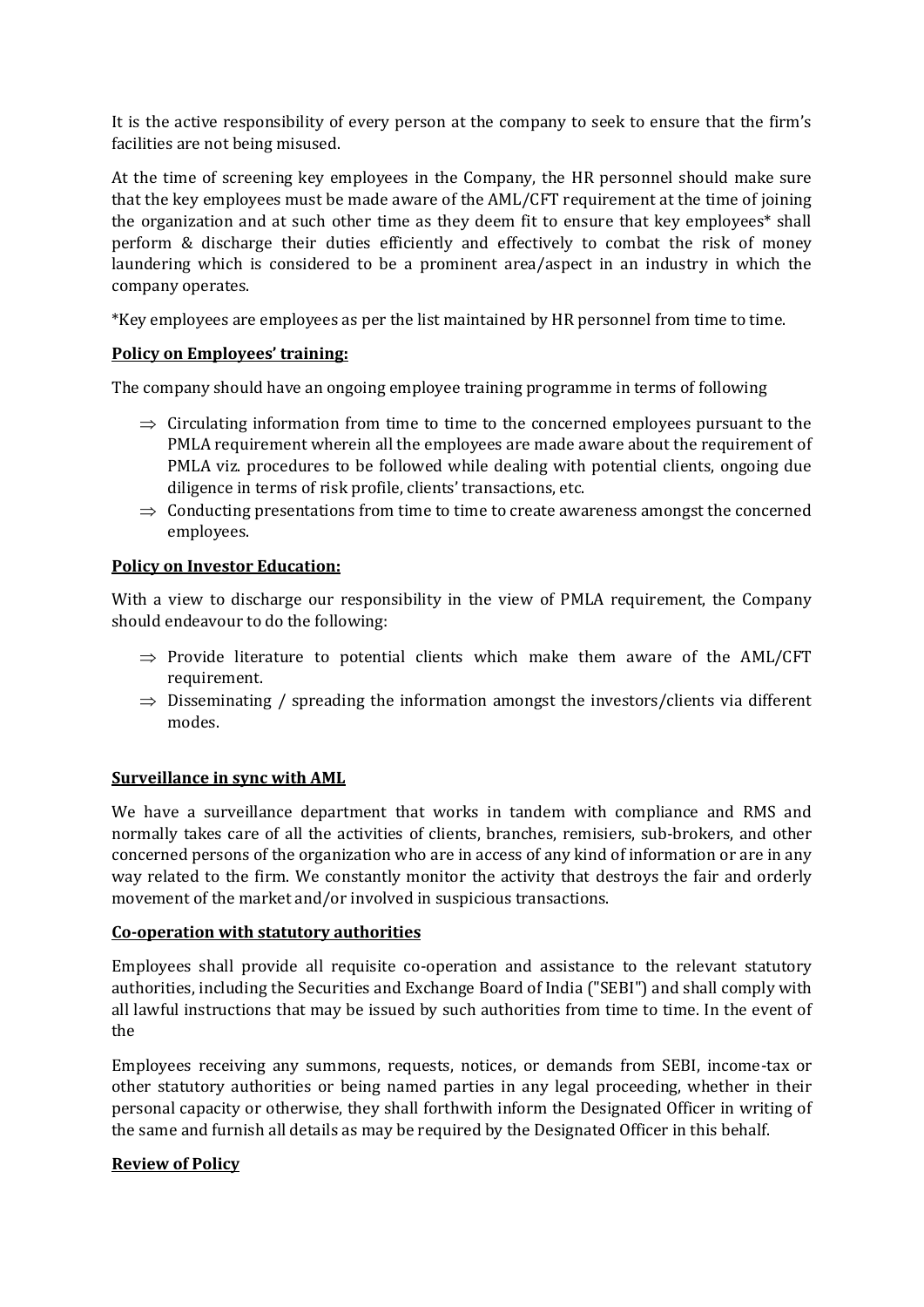It is the active responsibility of every person at the company to seek to ensure that the firm's facilities are not being misused.

At the time of screening key employees in the Company, the HR personnel should make sure that the key employees must be made aware of the AML/CFT requirement at the time of joining the organization and at such other time as they deem fit to ensure that key employees* shall perform & discharge their duties efficiently and effectively to combat the risk of money laundering which is considered to be a prominent area/aspect in an industry in which the company operates.

*Key employees are employees as per the list maintained by HR personnel from time to time.

**Policy on Employees' training:**

The company should have an ongoing employee training programme in terms of following

- ⇒ Circulating information from time to time to the concerned employees pursuant to the PMLA requirement wherein all the employees are made aware about the requirement of PMLA viz. procedures to be followed while dealing with potential clients, ongoing due diligence in terms of risk profile, clients' transactions, etc.
- ⇒ Conducting presentations from time to time to create awareness amongst the concerned employees.

**Policy on Investor Education:**

With a view to discharge our responsibility in the view of PMLA requirement, the Company should endeavour to do the following:

- ⇒ Provide literature to potential clients which make them aware of the AML/CFT requirement.
- ⇒ Disseminating / spreading the information amongst the investors/clients via different modes.

**Surveillance in sync with AML**

We have a surveillance department that works in tandem with compliance and RMS and normally takes care of all the activities of clients, branches, remisiers, sub-brokers, and other concerned persons of the organization who are in access of any kind of information or are in any way related to the firm. We constantly monitor the activity that destroys the fair and orderly movement of the market and/or involved in suspicious transactions.

**Co-operation with statutory authorities**

Employees shall provide all requisite co-operation and assistance to the relevant statutory authorities, including the Securities and Exchange Board of India ("SEBI") and shall comply with all lawful instructions that may be issued by such authorities from time to time. In the event of the

Employees receiving any summons, requests, notices, or demands from SEBI, income-tax or other statutory authorities or being named parties in any legal proceeding, whether in their personal capacity or otherwise, they shall forthwith inform the Designated Officer in writing of the same and furnish all details as may be required by the Designated Officer in this behalf.

**Review of Policy**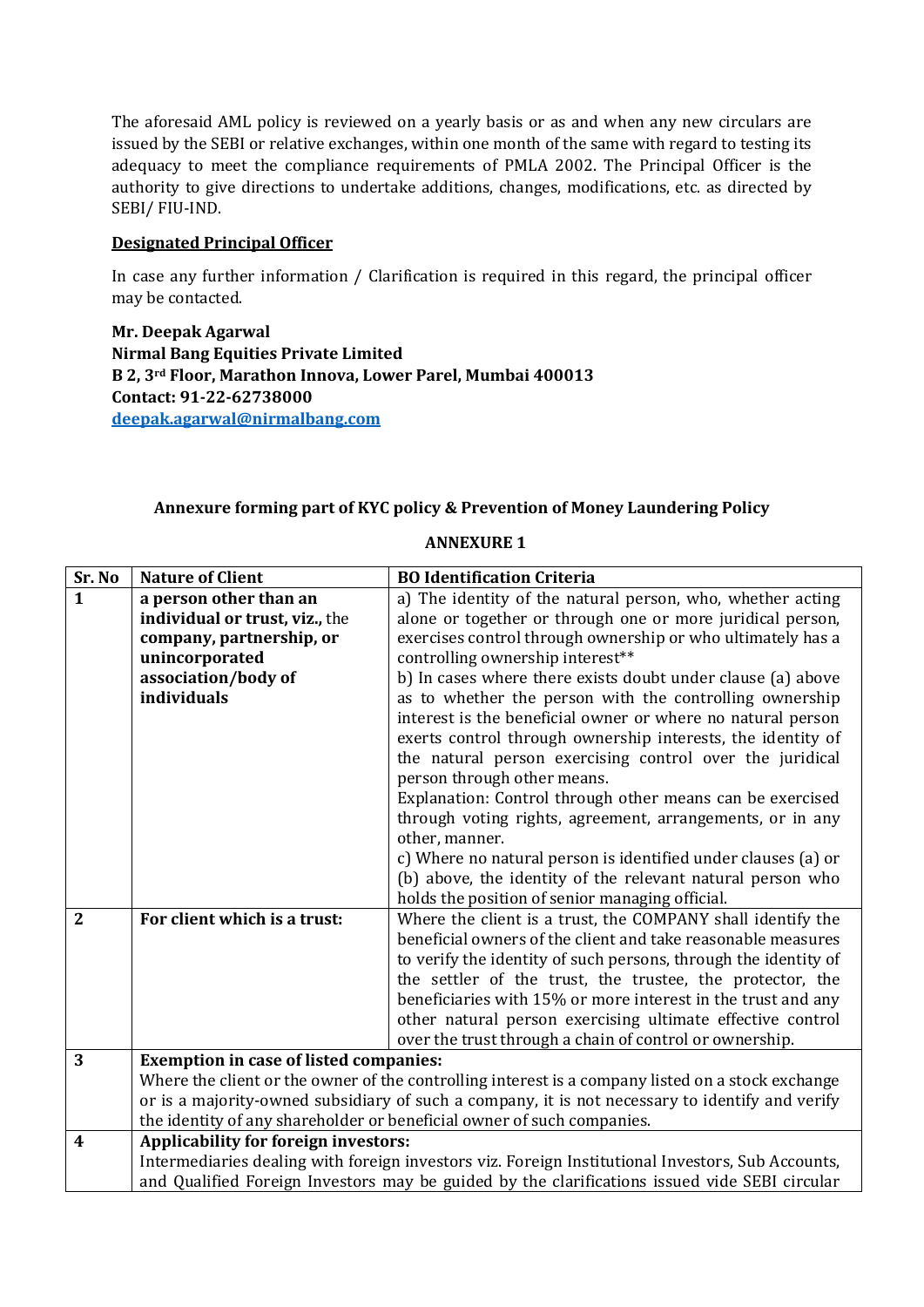The aforesaid AML policy is reviewed on a yearly basis or as and when any new circulars are issued by the SEBI or relative exchanges, within one month of the same with regard to testing its adequacy to meet the compliance requirements of PMLA 2002. The Principal Officer is the authority to give directions to undertake additions, changes, modifications, etc. as directed by SEBI/ FIU-IND.

**<u>Designated Principal Officer</u>**

In case any further information / Clarification is required in this regard, the principal officer may be contacted.

**Mr. Deepak Agarwal**
**Nirmal Bang Equities Private Limited**
**B 2, 3rd Floor, Marathon Innova, Lower Parel, Mumbai 400013**
**Contact: 91-22-62738000**
**[deepak.agarwal@nirmalbang.com](mailto:deepak.agarwal@nirmalbang.com)**

**Annexure forming part of KYC policy & Prevention of Money Laundering Policy**

**ANNEXURE 1**

| Sr. No | Nature of Client | BO Identification Criteria |
|---|---|---|
| **1** | **a person other than an individual or trust, viz.,** the **company, partnership, or unincorporated association/body of individuals** | a) The identity of the natural person, who, whether acting alone or together or through one or more juridical person, exercises control through ownership or who ultimately has a controlling ownership interest**<br>b) In cases where there exists doubt under clause (a) above as to whether the person with the controlling ownership interest is the beneficial owner or where no natural person exerts control through ownership interests, the identity of the natural person exercising control over the juridical person through other means.<br>Explanation: Control through other means can be exercised through voting rights, agreement, arrangements, or in any other, manner.<br>c) Where no natural person is identified under clauses (a) or (b) above, the identity of the relevant natural person who holds the position of senior managing official. |
| **2** | **For client which is a trust:** | Where the client is a trust, the COMPANY shall identify the beneficial owners of the client and take reasonable measures to verify the identity of such persons, through the identity of the settler of the trust, the trustee, the protector, the beneficiaries with 15% or more interest in the trust and any other natural person exercising ultimate effective control over the trust through a chain of control or ownership. |
| **3** | **Exemption in case of listed companies:**<br>Where the client or the owner of the controlling interest is a company listed on a stock exchange or is a majority-owned subsidiary of such a company, it is not necessary to identify and verify the identity of any shareholder or beneficial owner of such companies. | |
| **4** | **Applicability for foreign investors:**<br>Intermediaries dealing with foreign investors viz. Foreign Institutional Investors, Sub Accounts, and Qualified Foreign Investors may be guided by the clarifications issued vide SEBI circular | |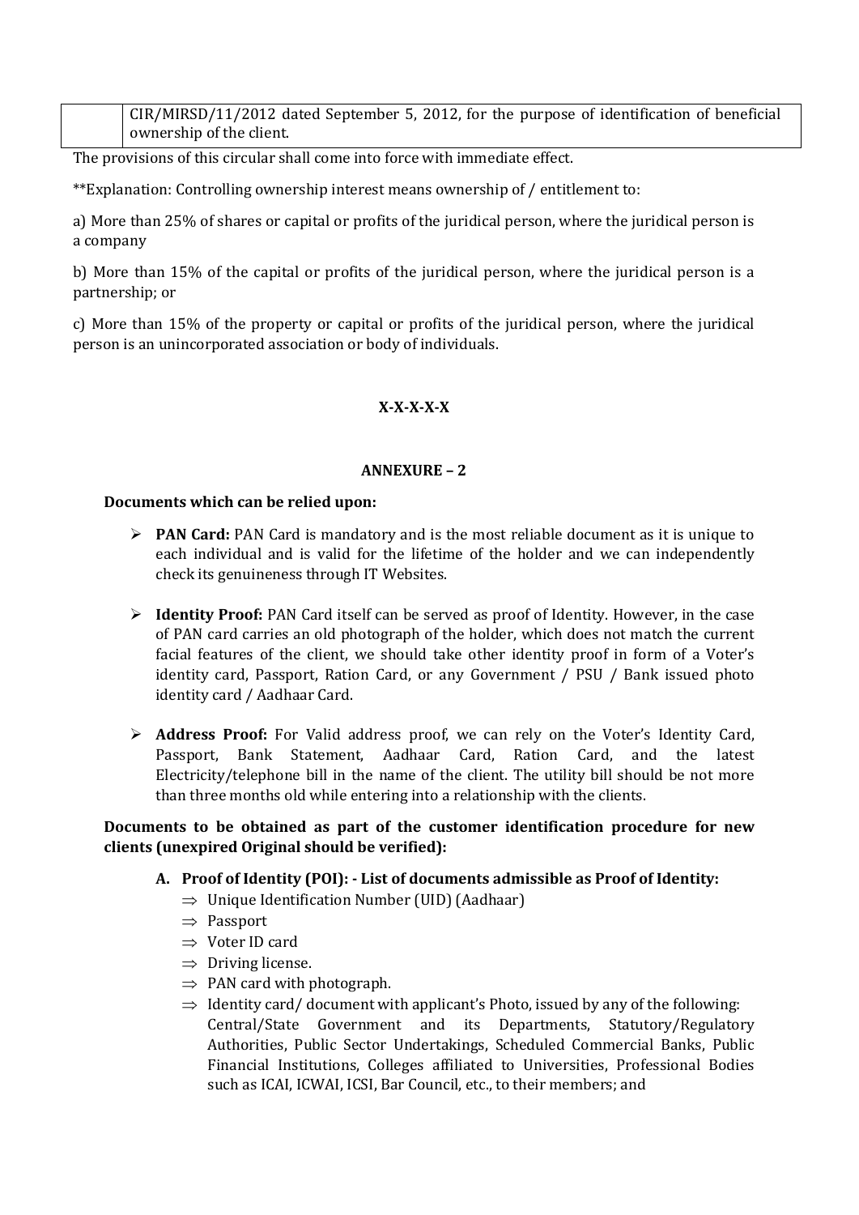| | CIR/MIRSD/11/2012 dated September 5, 2012, for the purpose of identification of beneficial ownership of the client. |
|---|---|

The provisions of this circular shall come into force with immediate effect.

**Explanation: Controlling ownership interest means ownership of / entitlement to:

a) More than 25% of shares or capital or profits of the juridical person, where the juridical person is a company

b) More than 15% of the capital or profits of the juridical person, where the juridical person is a partnership; or

c) More than 15% of the property or capital or profits of the juridical person, where the juridical person is an unincorporated association or body of individuals.

**X-X-X-X-X**

## ANNEXURE – 2

**Documents which can be relied upon:**

- **PAN Card:** PAN Card is mandatory and is the most reliable document as it is unique to each individual and is valid for the lifetime of the holder and we can independently check its genuineness through IT Websites.
- **Identity Proof:** PAN Card itself can be served as proof of Identity. However, in the case of PAN card carries an old photograph of the holder, which does not match the current facial features of the client, we should take other identity proof in form of a Voter's identity card, Passport, Ration Card, or any Government / PSU / Bank issued photo identity card / Aadhaar Card.
- **Address Proof:** For Valid address proof, we can rely on the Voter's Identity Card, Passport, Bank Statement, Aadhaar Card, Ration Card, and the latest Electricity/telephone bill in the name of the client. The utility bill should be not more than three months old while entering into a relationship with the clients.

**Documents to be obtained as part of the customer identification procedure for new clients (unexpired Original should be verified):**

**A. Proof of Identity (POI): - List of documents admissible as Proof of Identity:**

- ⇒ Unique Identification Number (UID) (Aadhaar)
- ⇒ Passport
- ⇒ Voter ID card
- ⇒ Driving license.
- ⇒ PAN card with photograph.
- ⇒ Identity card/ document with applicant's Photo, issued by any of the following: Central/State Government and its Departments, Statutory/Regulatory Authorities, Public Sector Undertakings, Scheduled Commercial Banks, Public Financial Institutions, Colleges affiliated to Universities, Professional Bodies such as ICAI, ICWAI, ICSI, Bar Council, etc., to their members; and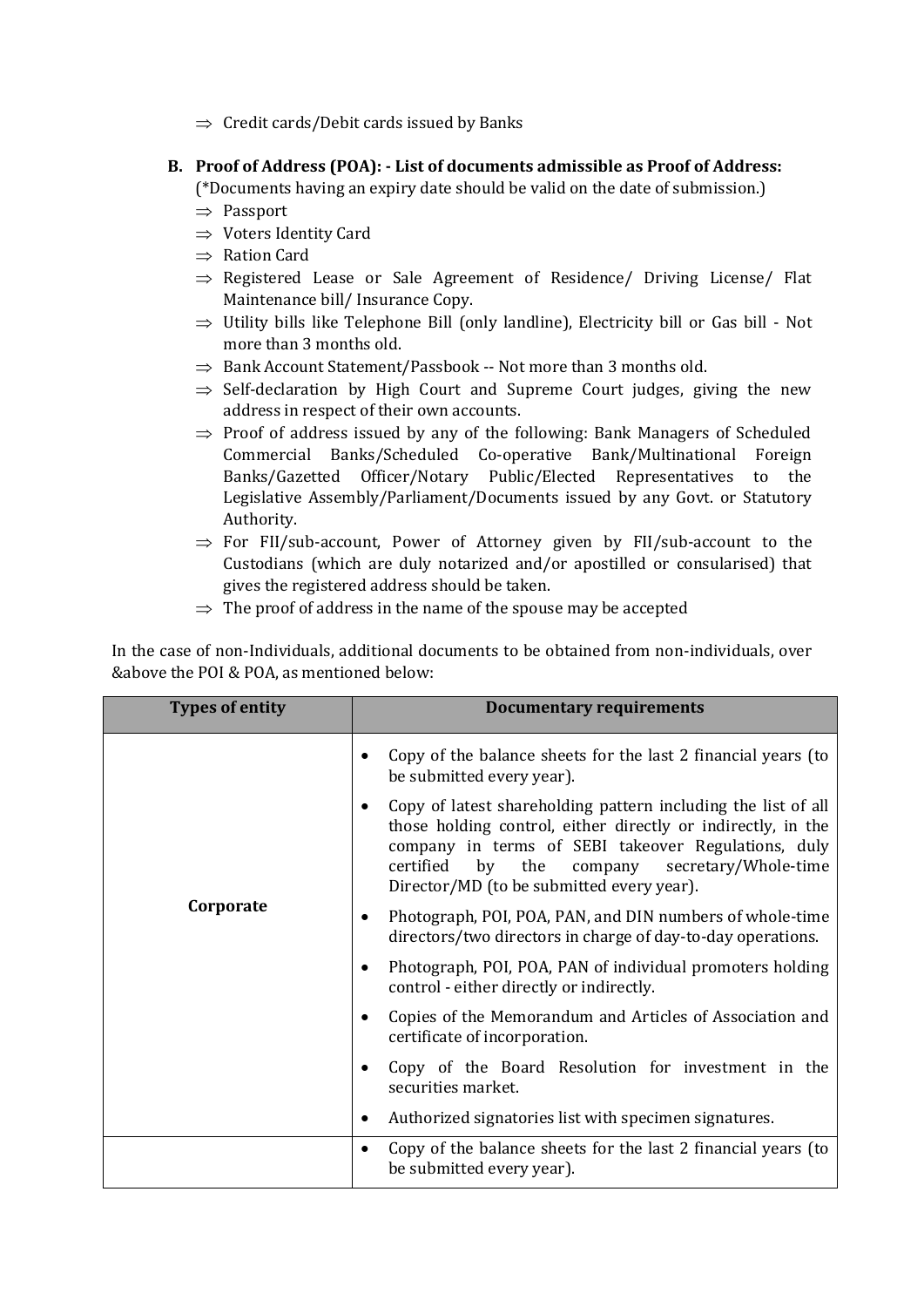⇒ Credit cards/Debit cards issued by Banks

**B. Proof of Address (POA): - List of documents admissible as Proof of Address:**

(*Documents having an expiry date should be valid on the date of submission.)

⇒ Passport

⇒ Voters Identity Card

⇒ Ration Card

⇒ Registered Lease or Sale Agreement of Residence/ Driving License/ Flat Maintenance bill/ Insurance Copy.

⇒ Utility bills like Telephone Bill (only landline), Electricity bill or Gas bill - Not more than 3 months old.

⇒ Bank Account Statement/Passbook -- Not more than 3 months old.

⇒ Self-declaration by High Court and Supreme Court judges, giving the new address in respect of their own accounts.

⇒ Proof of address issued by any of the following: Bank Managers of Scheduled Commercial Banks/Scheduled Co-operative Bank/Multinational Foreign Banks/Gazetted Officer/Notary Public/Elected Representatives to the Legislative Assembly/Parliament/Documents issued by any Govt. or Statutory Authority.

⇒ For FII/sub-account, Power of Attorney given by FII/sub-account to the Custodians (which are duly notarized and/or apostilled or consularised) that gives the registered address should be taken.

⇒ The proof of address in the name of the spouse may be accepted

In the case of non-Individuals, additional documents to be obtained from non-individuals, over &above the POI & POA, as mentioned below:

| Types of entity | Documentary requirements |
|---|---|
| Corporate | • Copy of the balance sheets for the last 2 financial years (to be submitted every year).<br>• Copy of latest shareholding pattern including the list of all those holding control, either directly or indirectly, in the company in terms of SEBI takeover Regulations, duly certified by the company secretary/Whole-time Director/MD (to be submitted every year).<br>• Photograph, POI, POA, PAN, and DIN numbers of whole-time directors/two directors in charge of day-to-day operations.<br>• Photograph, POI, POA, PAN of individual promoters holding control - either directly or indirectly.<br>• Copies of the Memorandum and Articles of Association and certificate of incorporation.<br>• Copy of the Board Resolution for investment in the securities market.<br>• Authorized signatories list with specimen signatures. |
| | • Copy of the balance sheets for the last 2 financial years (to be submitted every year). |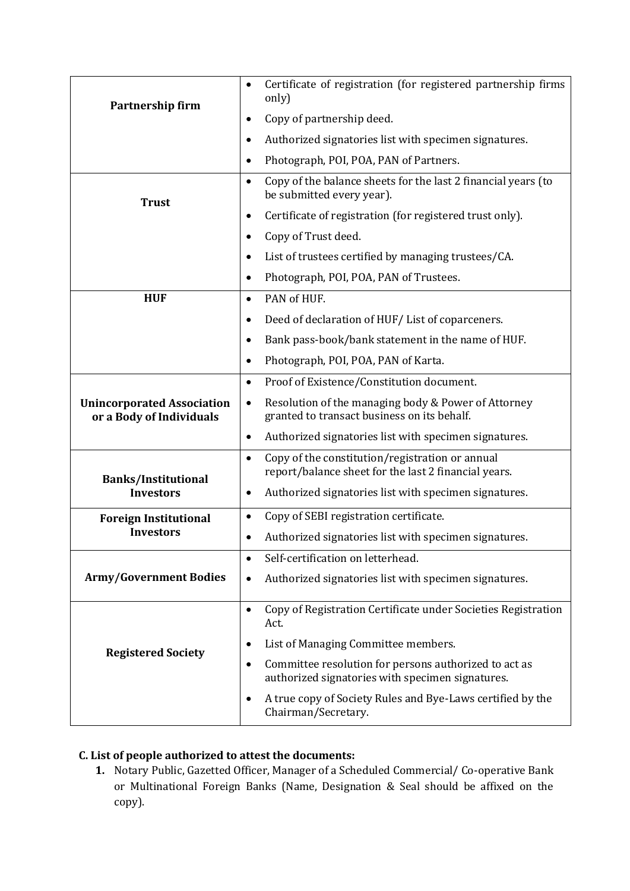| | |
|---|---|
| **Partnership firm** | • Certificate of registration (for registered partnership firms only)<br>• Copy of partnership deed.<br>• Authorized signatories list with specimen signatures.<br>• Photograph, POI, POA, PAN of Partners. |
| **Trust** | • Copy of the balance sheets for the last 2 financial years (to be submitted every year).<br>• Certificate of registration (for registered trust only).<br>• Copy of Trust deed.<br>• List of trustees certified by managing trustees/CA.<br>• Photograph, POI, POA, PAN of Trustees. |
| **HUF** | • PAN of HUF.<br>• Deed of declaration of HUF/ List of coparceners.<br>• Bank pass-book/bank statement in the name of HUF.<br>• Photograph, POI, POA, PAN of Karta. |
| **Unincorporated Association or a Body of Individuals** | • Proof of Existence/Constitution document.<br>• Resolution of the managing body & Power of Attorney granted to transact business on its behalf.<br>• Authorized signatories list with specimen signatures. |
| **Banks/Institutional Investors** | • Copy of the constitution/registration or annual report/balance sheet for the last 2 financial years.<br>• Authorized signatories list with specimen signatures. |
| **Foreign Institutional Investors** | • Copy of SEBI registration certificate.<br>• Authorized signatories list with specimen signatures. |
| **Army/Government Bodies** | • Self-certification on letterhead.<br>• Authorized signatories list with specimen signatures. |
| **Registered Society** | • Copy of Registration Certificate under Societies Registration Act.<br>• List of Managing Committee members.<br>• Committee resolution for persons authorized to act as authorized signatories with specimen signatures.<br>• A true copy of Society Rules and Bye-Laws certified by the Chairman/Secretary. |

**C. List of people authorized to attest the documents:**

1. Notary Public, Gazetted Officer, Manager of a Scheduled Commercial/ Co-operative Bank or Multinational Foreign Banks (Name, Designation & Seal should be affixed on the copy).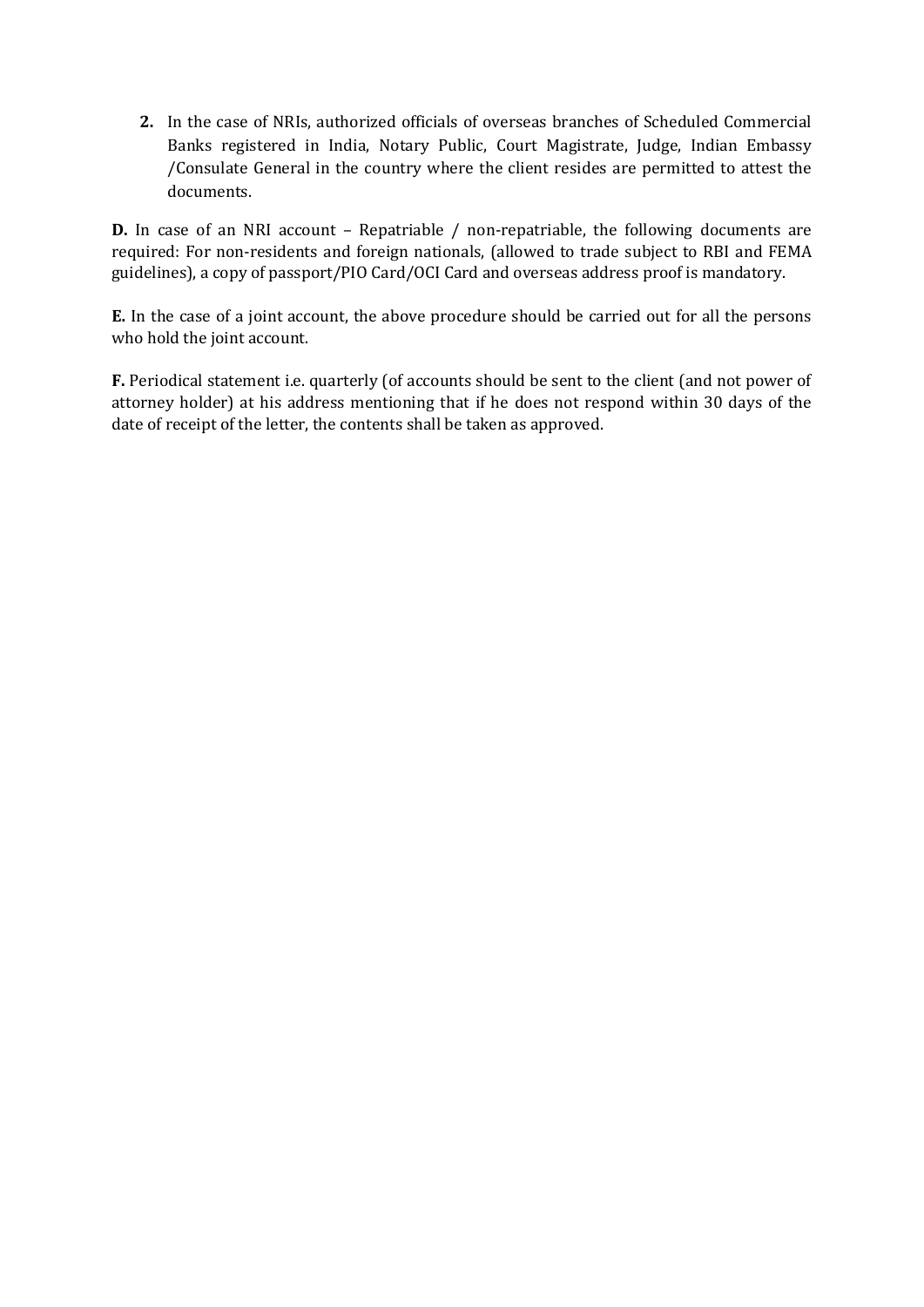2. In the case of NRIs, authorized officials of overseas branches of Scheduled Commercial Banks registered in India, Notary Public, Court Magistrate, Judge, Indian Embassy /Consulate General in the country where the client resides are permitted to attest the documents.

**D.** In case of an NRI account – Repatriable / non-repatriable, the following documents are required: For non-residents and foreign nationals, (allowed to trade subject to RBI and FEMA guidelines), a copy of passport/PIO Card/OCI Card and overseas address proof is mandatory.

**E.** In the case of a joint account, the above procedure should be carried out for all the persons who hold the joint account.

**F.** Periodical statement i.e. quarterly (of accounts should be sent to the client (and not power of attorney holder) at his address mentioning that if he does not respond within 30 days of the date of receipt of the letter, the contents shall be taken as approved.